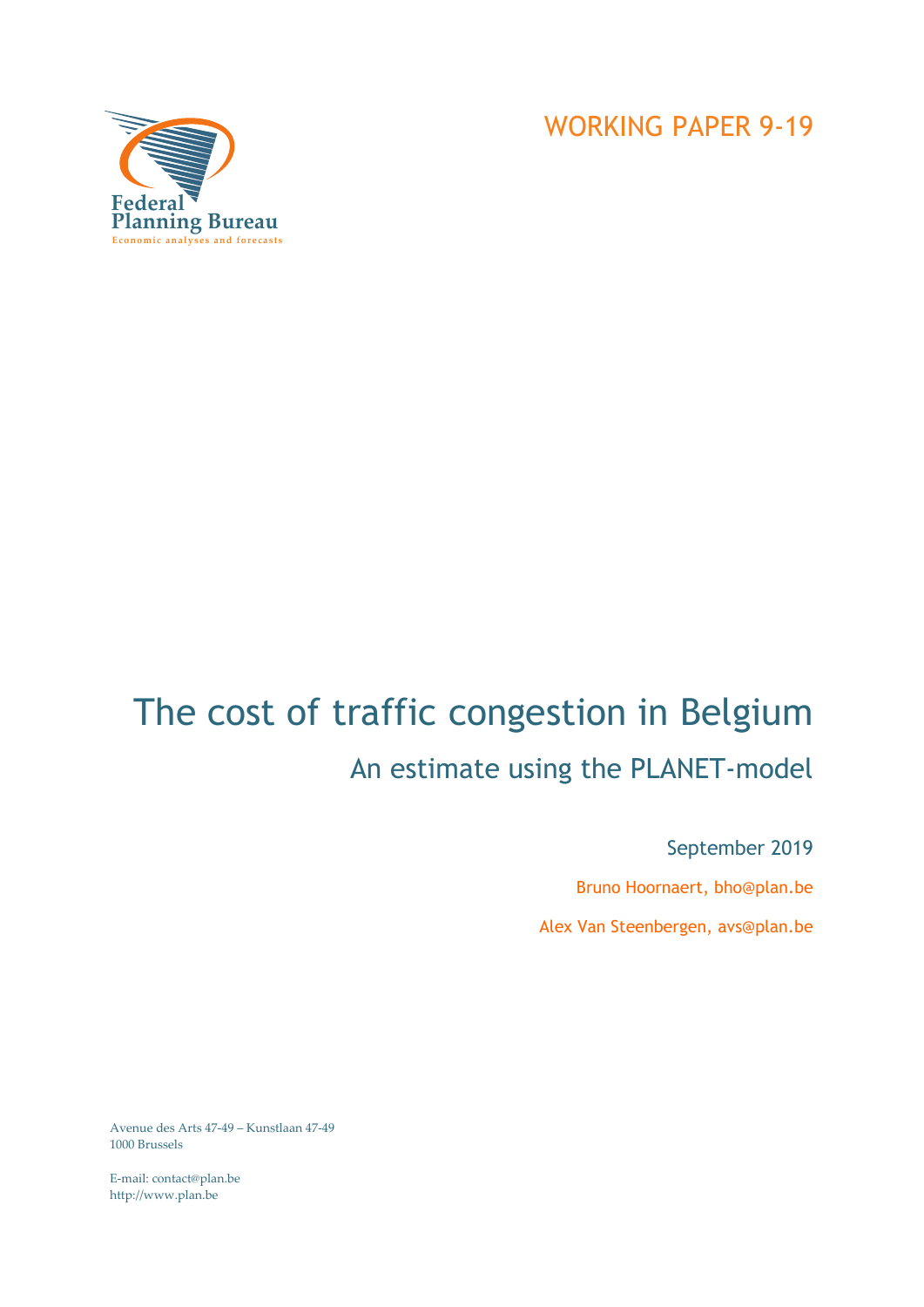Federal Planning Bureau

Economic analyses and forecasts

WORKING PAPER 9-19

# The cost of traffic congestion in Belgium

## An estimate using the PLANET-model

September 2019

Bruno Hoornaert, bho@plan.be

Alex Van Steenbergen, avs@plan.be

Avenue des Arts 47-49 – Kunstlaan 47-49
1000 Brussels

E-mail: contact@plan.be
http://www.plan.be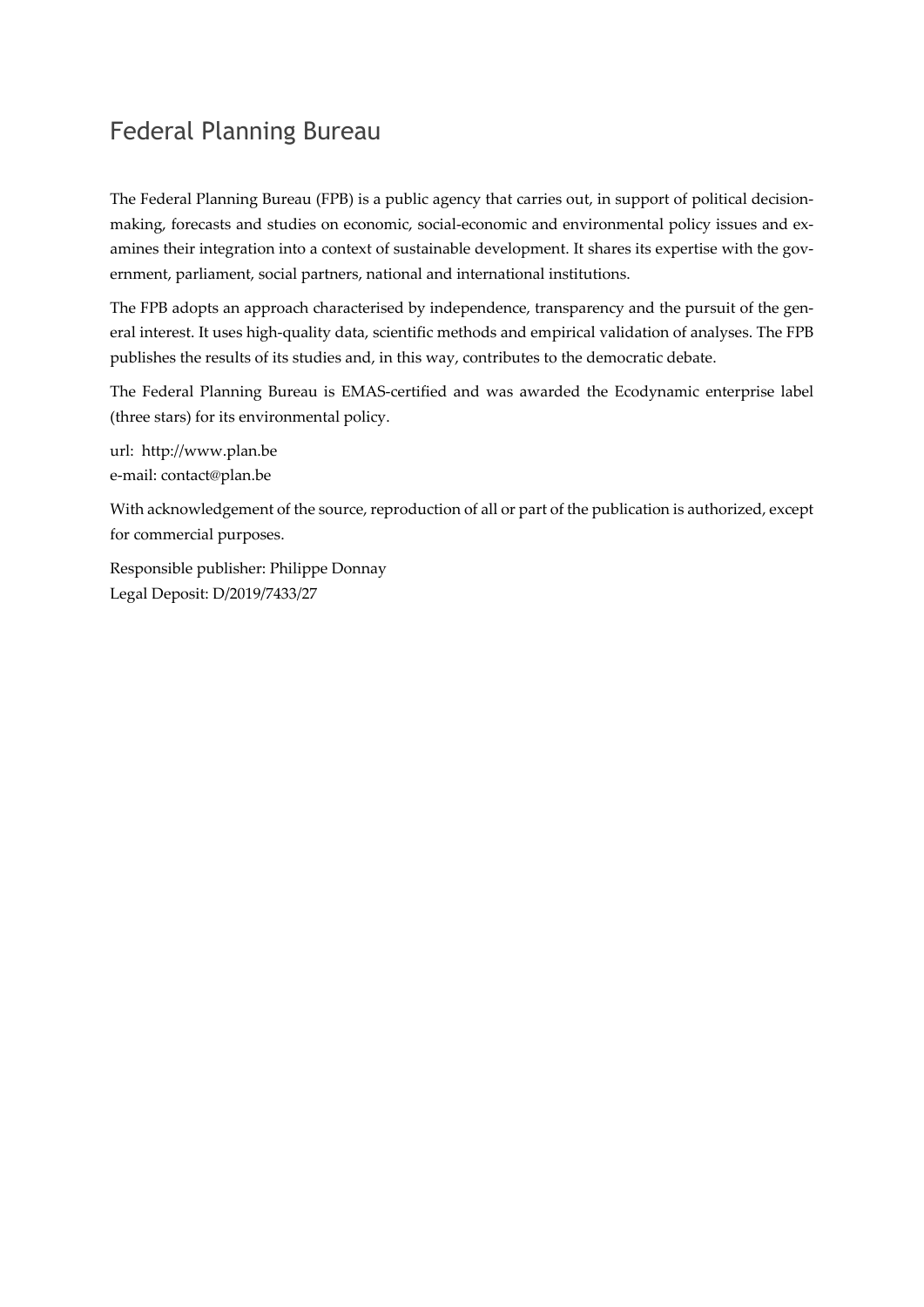# Federal Planning Bureau

The Federal Planning Bureau (FPB) is a public agency that carries out, in support of political decision-making, forecasts and studies on economic, social-economic and environmental policy issues and examines their integration into a context of sustainable development. It shares its expertise with the government, parliament, social partners, national and international institutions.

The FPB adopts an approach characterised by independence, transparency and the pursuit of the general interest. It uses high-quality data, scientific methods and empirical validation of analyses. The FPB publishes the results of its studies and, in this way, contributes to the democratic debate.

The Federal Planning Bureau is EMAS-certified and was awarded the Ecodynamic enterprise label (three stars) for its environmental policy.

url: http://www.plan.be
e-mail: contact@plan.be

With acknowledgement of the source, reproduction of all or part of the publication is authorized, except for commercial purposes.

Responsible publisher: Philippe Donnay
Legal Deposit: D/2019/7433/27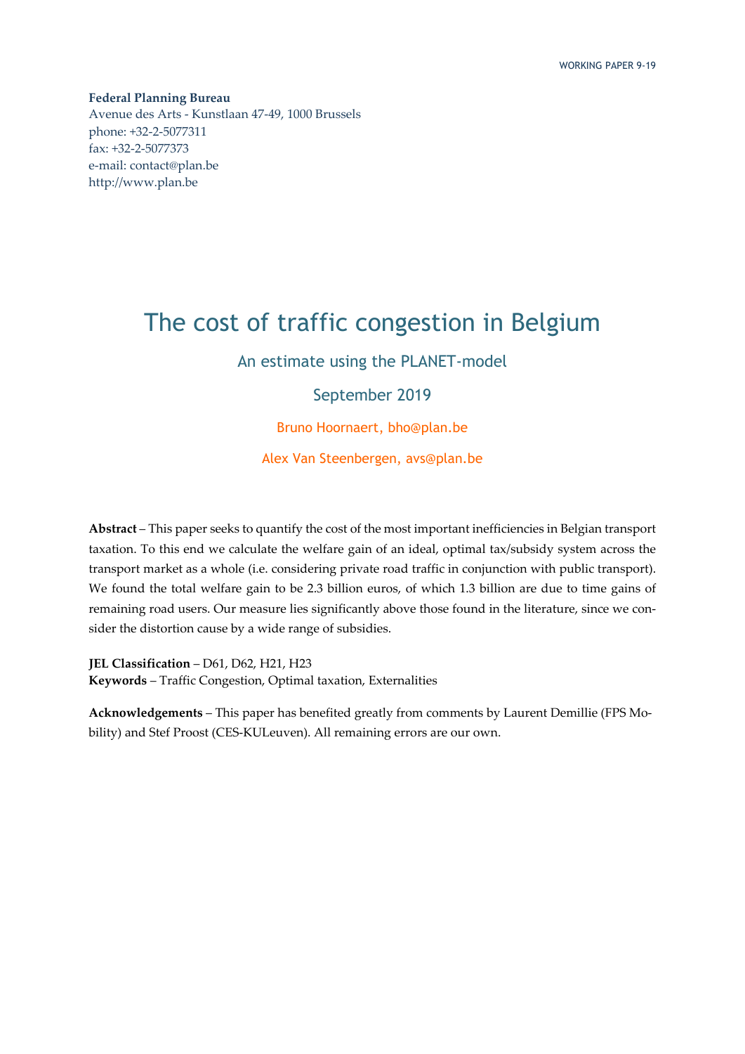WORKING PAPER 9-19

**Federal Planning Bureau**
Avenue des Arts - Kunstlaan 47-49, 1000 Brussels
phone: +32-2-5077311
fax: +32-2-5077373
e-mail: contact@plan.be
http://www.plan.be

# The cost of traffic congestion in Belgium

## An estimate using the PLANET-model

September 2019

Bruno Hoornaert, bho@plan.be

Alex Van Steenbergen, avs@plan.be

**Abstract** – This paper seeks to quantify the cost of the most important inefficiencies in Belgian transport taxation. To this end we calculate the welfare gain of an ideal, optimal tax/subsidy system across the transport market as a whole (i.e. considering private road traffic in conjunction with public transport). We found the total welfare gain to be 2.3 billion euros, of which 1.3 billion are due to time gains of remaining road users. Our measure lies significantly above those found in the literature, since we consider the distortion cause by a wide range of subsidies.

**JEL Classification** – D61, D62, H21, H23
**Keywords** – Traffic Congestion, Optimal taxation, Externalities

**Acknowledgements** – This paper has benefited greatly from comments by Laurent Demillie (FPS Mobility) and Stef Proost (CES-KULeuven). All remaining errors are our own.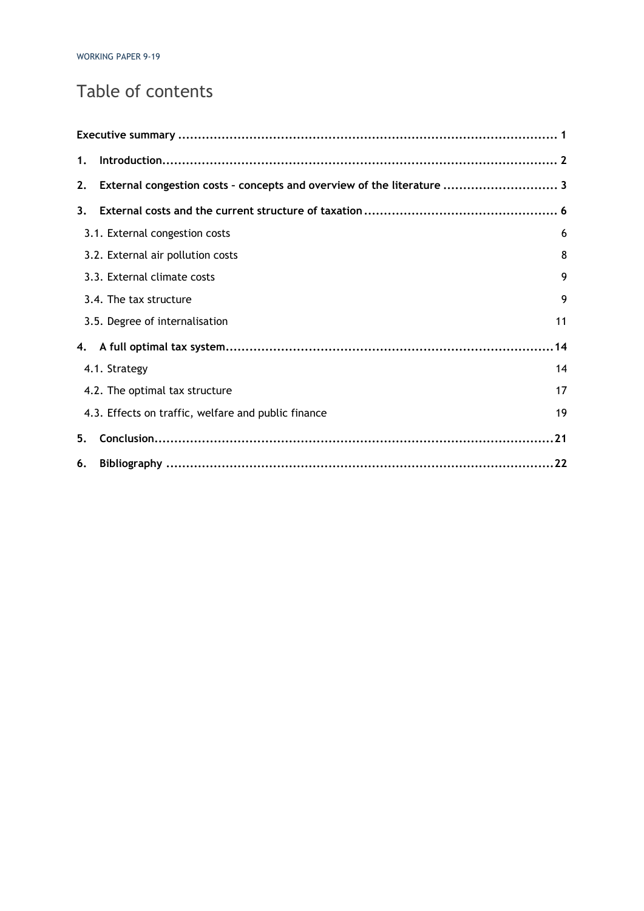# Table of contents

**Executive summary** ..... **1**

**1. Introduction** ..... **2**

**2. External congestion costs – concepts and overview of the literature** ..... **3**

**3. External costs and the current structure of taxation** ..... **6**

- 3.1. External congestion costs ..... 6
- 3.2. External air pollution costs ..... 8
- 3.3. External climate costs ..... 9
- 3.4. The tax structure ..... 9
- 3.5. Degree of internalisation ..... 11

**4. A full optimal tax system** ..... **14**

- 4.1. Strategy ..... 14
- 4.2. The optimal tax structure ..... 17
- 4.3. Effects on traffic, welfare and public finance ..... 19

**5. Conclusion** ..... **21**

**6. Bibliography** ..... **22**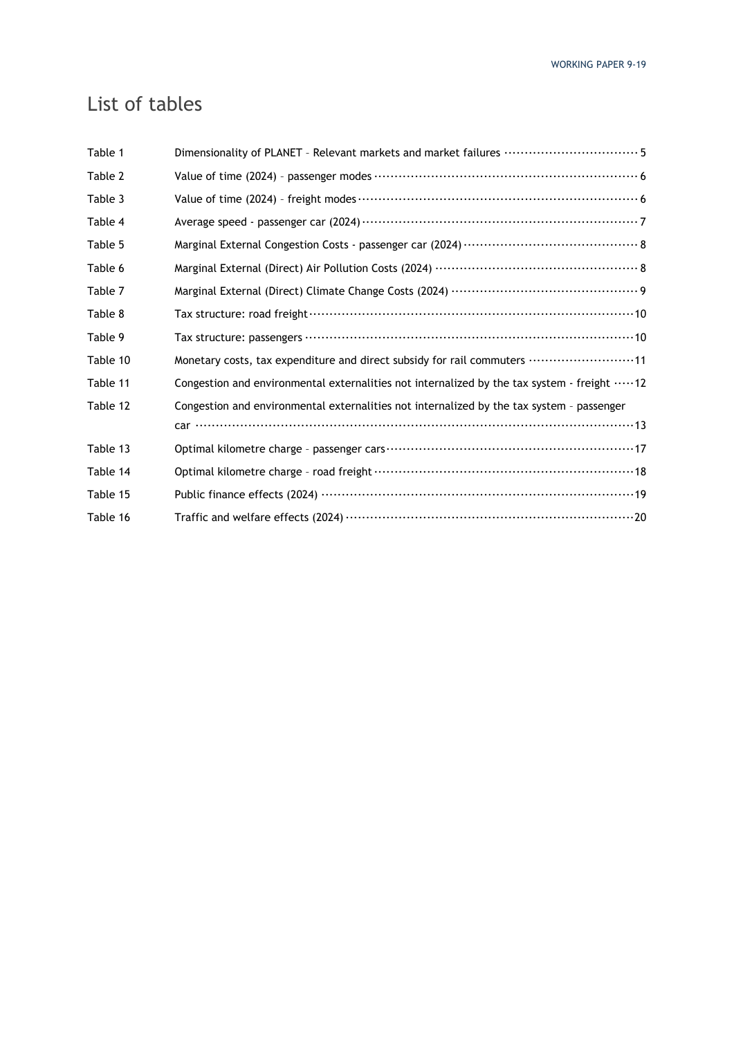# List of tables

| | | |
|---|---|---|
| Table 1 | Dimensionality of PLANET – Relevant markets and market failures | 5 |
| Table 2 | Value of time (2024) – passenger modes | 6 |
| Table 3 | Value of time (2024) – freight modes | 6 |
| Table 4 | Average speed - passenger car (2024) | 7 |
| Table 5 | Marginal External Congestion Costs - passenger car (2024) | 8 |
| Table 6 | Marginal External (Direct) Air Pollution Costs (2024) | 8 |
| Table 7 | Marginal External (Direct) Climate Change Costs (2024) | 9 |
| Table 8 | Tax structure: road freight | 10 |
| Table 9 | Tax structure: passengers | 10 |
| Table 10 | Monetary costs, tax expenditure and direct subsidy for rail commuters | 11 |
| Table 11 | Congestion and environmental externalities not internalized by the tax system - freight | 12 |
| Table 12 | Congestion and environmental externalities not internalized by the tax system – passenger car | 13 |
| Table 13 | Optimal kilometre charge – passenger cars | 17 |
| Table 14 | Optimal kilometre charge – road freight | 18 |
| Table 15 | Public finance effects (2024) | 19 |
| Table 16 | Traffic and welfare effects (2024) | 20 |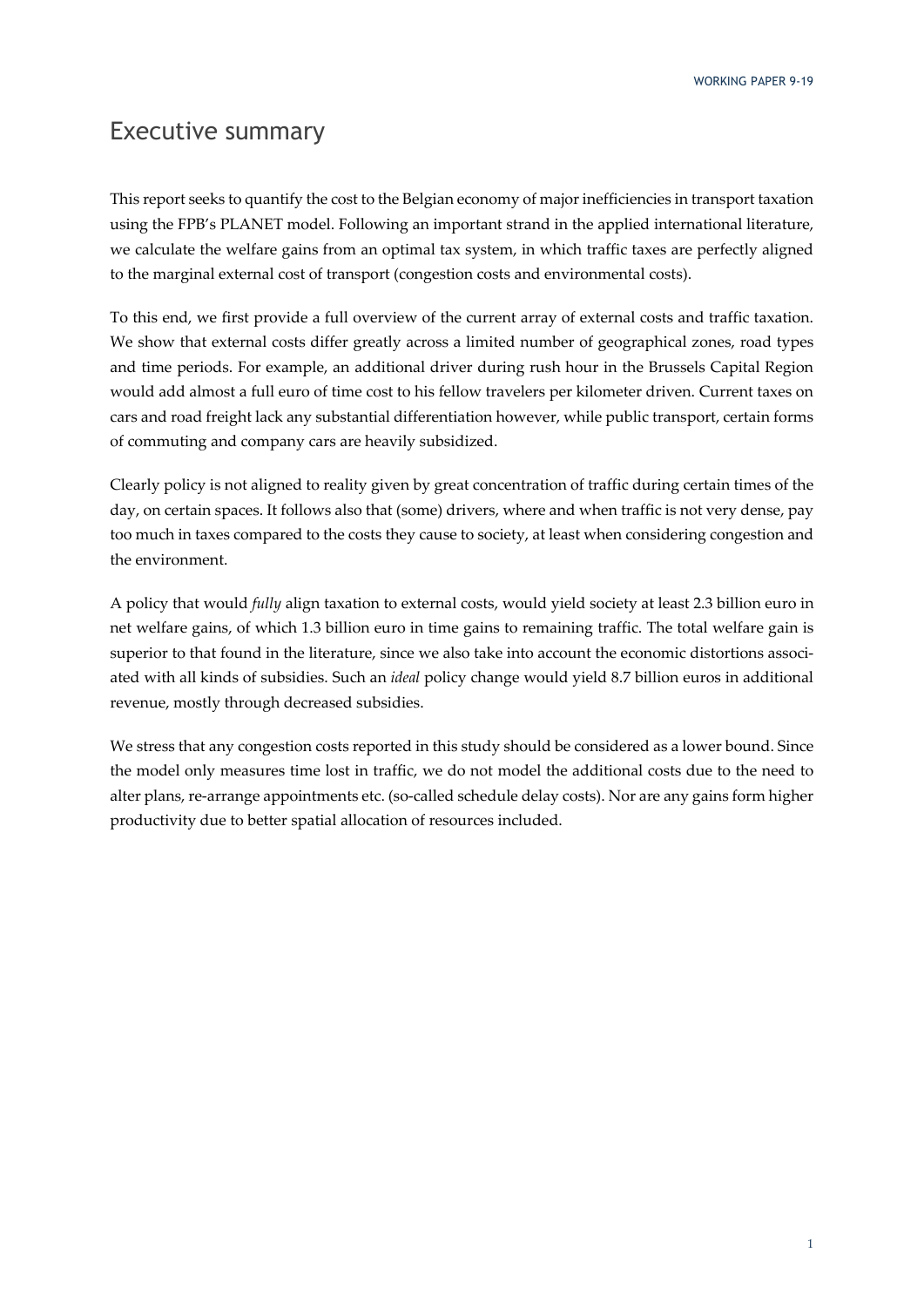# Executive summary

This report seeks to quantify the cost to the Belgian economy of major inefficiencies in transport taxation using the FPB's PLANET model. Following an important strand in the applied international literature, we calculate the welfare gains from an optimal tax system, in which traffic taxes are perfectly aligned to the marginal external cost of transport (congestion costs and environmental costs).

To this end, we first provide a full overview of the current array of external costs and traffic taxation. We show that external costs differ greatly across a limited number of geographical zones, road types and time periods. For example, an additional driver during rush hour in the Brussels Capital Region would add almost a full euro of time cost to his fellow travelers per kilometer driven. Current taxes on cars and road freight lack any substantial differentiation however, while public transport, certain forms of commuting and company cars are heavily subsidized.

Clearly policy is not aligned to reality given by great concentration of traffic during certain times of the day, on certain spaces. It follows also that (some) drivers, where and when traffic is not very dense, pay too much in taxes compared to the costs they cause to society, at least when considering congestion and the environment.

A policy that would *fully* align taxation to external costs, would yield society at least 2.3 billion euro in net welfare gains, of which 1.3 billion euro in time gains to remaining traffic. The total welfare gain is superior to that found in the literature, since we also take into account the economic distortions associated with all kinds of subsidies. Such an *ideal* policy change would yield 8.7 billion euros in additional revenue, mostly through decreased subsidies.

We stress that any congestion costs reported in this study should be considered as a lower bound. Since the model only measures time lost in traffic, we do not model the additional costs due to the need to alter plans, re-arrange appointments etc. (so-called schedule delay costs). Nor are any gains form higher productivity due to better spatial allocation of resources included.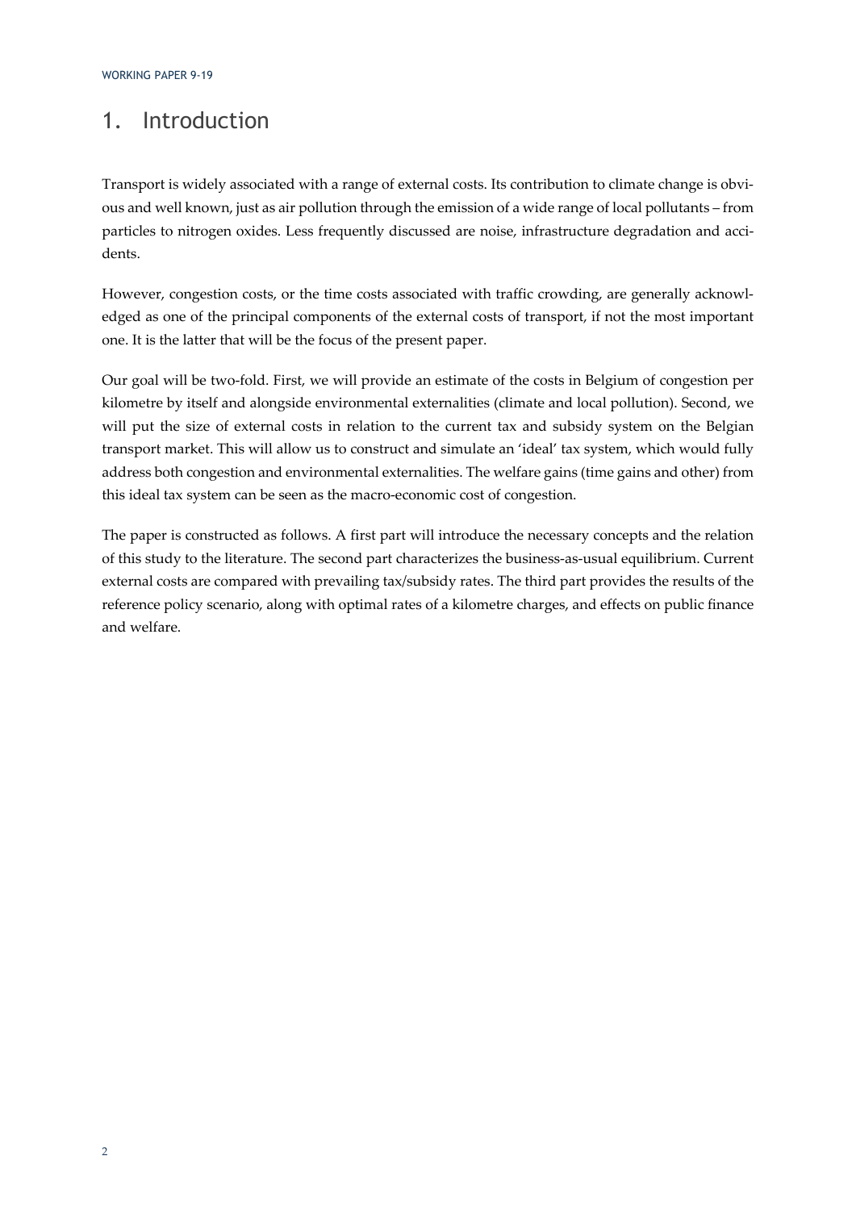# 1. Introduction

Transport is widely associated with a range of external costs. Its contribution to climate change is obvious and well known, just as air pollution through the emission of a wide range of local pollutants – from particles to nitrogen oxides. Less frequently discussed are noise, infrastructure degradation and accidents.

However, congestion costs, or the time costs associated with traffic crowding, are generally acknowledged as one of the principal components of the external costs of transport, if not the most important one. It is the latter that will be the focus of the present paper.

Our goal will be two-fold. First, we will provide an estimate of the costs in Belgium of congestion per kilometre by itself and alongside environmental externalities (climate and local pollution). Second, we will put the size of external costs in relation to the current tax and subsidy system on the Belgian transport market. This will allow us to construct and simulate an 'ideal' tax system, which would fully address both congestion and environmental externalities. The welfare gains (time gains and other) from this ideal tax system can be seen as the macro-economic cost of congestion.

The paper is constructed as follows. A first part will introduce the necessary concepts and the relation of this study to the literature. The second part characterizes the business-as-usual equilibrium. Current external costs are compared with prevailing tax/subsidy rates. The third part provides the results of the reference policy scenario, along with optimal rates of a kilometre charges, and effects on public finance and welfare.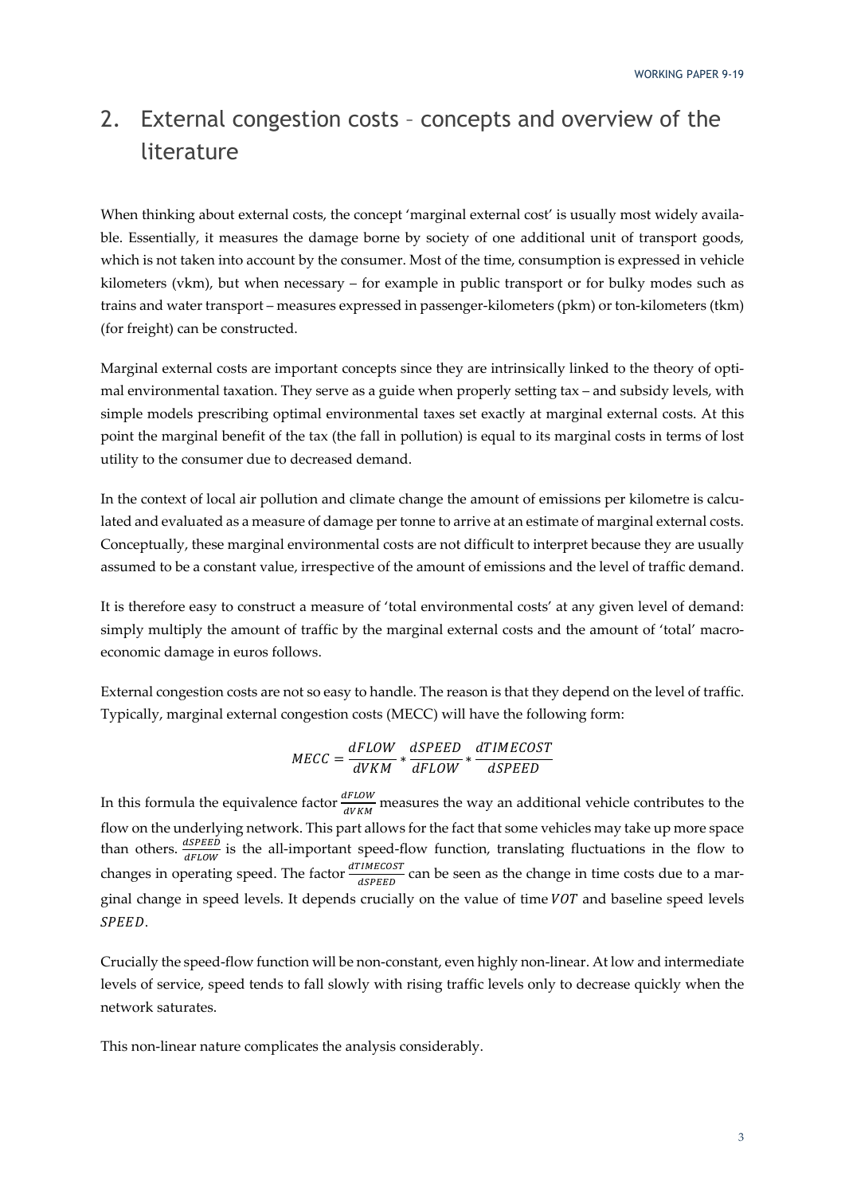# 2. External congestion costs – concepts and overview of the literature

When thinking about external costs, the concept 'marginal external cost' is usually most widely available. Essentially, it measures the damage borne by society of one additional unit of transport goods, which is not taken into account by the consumer. Most of the time, consumption is expressed in vehicle kilometers (vkm), but when necessary – for example in public transport or for bulky modes such as trains and water transport – measures expressed in passenger-kilometers (pkm) or ton-kilometers (tkm) (for freight) can be constructed.

Marginal external costs are important concepts since they are intrinsically linked to the theory of optimal environmental taxation. They serve as a guide when properly setting tax – and subsidy levels, with simple models prescribing optimal environmental taxes set exactly at marginal external costs. At this point the marginal benefit of the tax (the fall in pollution) is equal to its marginal costs in terms of lost utility to the consumer due to decreased demand.

In the context of local air pollution and climate change the amount of emissions per kilometre is calculated and evaluated as a measure of damage per tonne to arrive at an estimate of marginal external costs. Conceptually, these marginal environmental costs are not difficult to interpret because they are usually assumed to be a constant value, irrespective of the amount of emissions and the level of traffic demand.

It is therefore easy to construct a measure of 'total environmental costs' at any given level of demand: simply multiply the amount of traffic by the marginal external costs and the amount of 'total' macro-economic damage in euros follows.

External congestion costs are not so easy to handle. The reason is that they depend on the level of traffic. Typically, marginal external congestion costs (MECC) will have the following form:

$$MECC = \frac{dFLOW}{dVKM} * \frac{dSPEED}{dFLOW} * \frac{dTIMECOST}{dSPEED}$$

In this formula the equivalence factor $\frac{dFLOW}{dVKM}$ measures the way an additional vehicle contributes to the flow on the underlying network. This part allows for the fact that some vehicles may take up more space than others. $\frac{dSPEED}{dFLOW}$ is the all-important speed-flow function, translating fluctuations in the flow to changes in operating speed. The factor $\frac{dTIMECOST}{dSPEED}$ can be seen as the change in time costs due to a marginal change in speed levels. It depends crucially on the value of time $VOT$ and baseline speed levels $SPEED$.

Crucially the speed-flow function will be non-constant, even highly non-linear. At low and intermediate levels of service, speed tends to fall slowly with rising traffic levels only to decrease quickly when the network saturates.

This non-linear nature complicates the analysis considerably.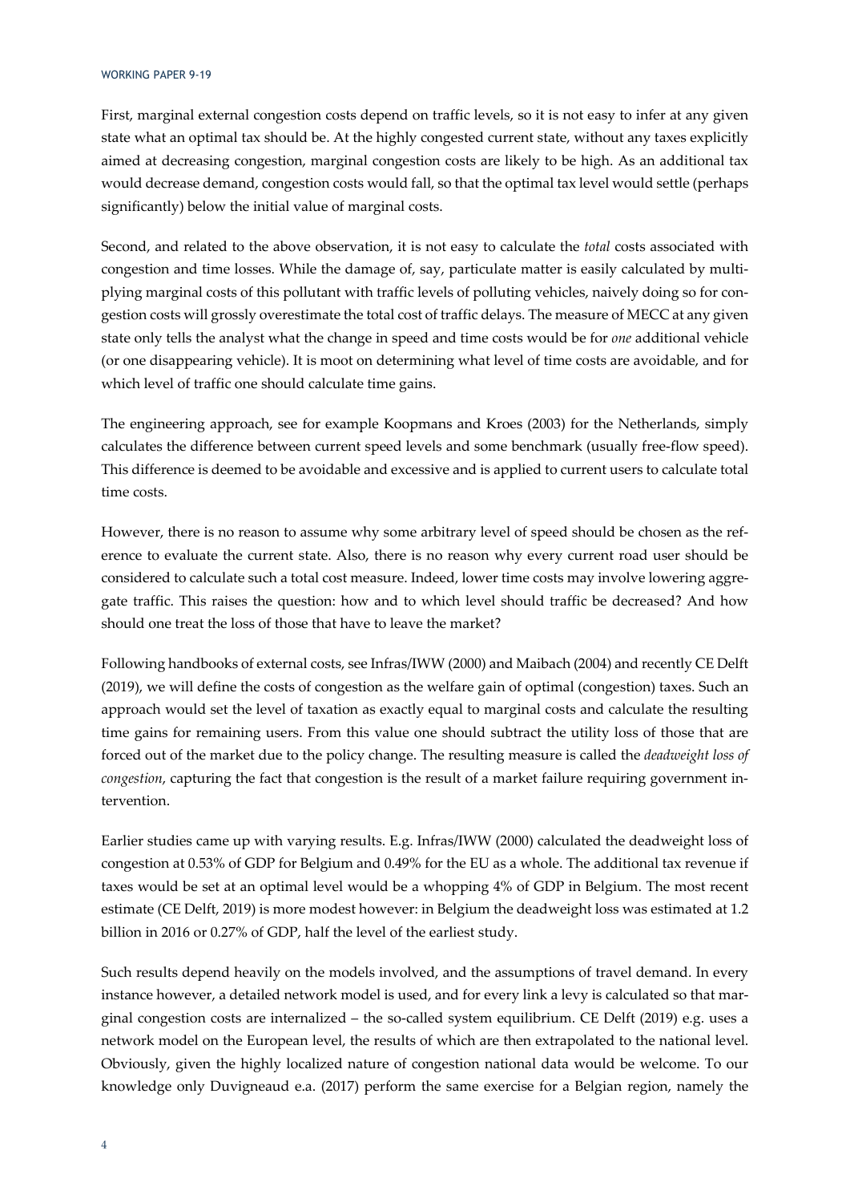First, marginal external congestion costs depend on traffic levels, so it is not easy to infer at any given state what an optimal tax should be. At the highly congested current state, without any taxes explicitly aimed at decreasing congestion, marginal congestion costs are likely to be high. As an additional tax would decrease demand, congestion costs would fall, so that the optimal tax level would settle (perhaps significantly) below the initial value of marginal costs.

Second, and related to the above observation, it is not easy to calculate the *total* costs associated with congestion and time losses. While the damage of, say, particulate matter is easily calculated by multiplying marginal costs of this pollutant with traffic levels of polluting vehicles, naively doing so for congestion costs will grossly overestimate the total cost of traffic delays. The measure of MECC at any given state only tells the analyst what the change in speed and time costs would be for *one* additional vehicle (or one disappearing vehicle). It is moot on determining what level of time costs are avoidable, and for which level of traffic one should calculate time gains.

The engineering approach, see for example Koopmans and Kroes (2003) for the Netherlands, simply calculates the difference between current speed levels and some benchmark (usually free-flow speed). This difference is deemed to be avoidable and excessive and is applied to current users to calculate total time costs.

However, there is no reason to assume why some arbitrary level of speed should be chosen as the reference to evaluate the current state. Also, there is no reason why every current road user should be considered to calculate such a total cost measure. Indeed, lower time costs may involve lowering aggregate traffic. This raises the question: how and to which level should traffic be decreased? And how should one treat the loss of those that have to leave the market?

Following handbooks of external costs, see Infras/IWW (2000) and Maibach (2004) and recently CE Delft (2019), we will define the costs of congestion as the welfare gain of optimal (congestion) taxes. Such an approach would set the level of taxation as exactly equal to marginal costs and calculate the resulting time gains for remaining users. From this value one should subtract the utility loss of those that are forced out of the market due to the policy change. The resulting measure is called the *deadweight loss of congestion*, capturing the fact that congestion is the result of a market failure requiring government intervention.

Earlier studies came up with varying results. E.g. Infras/IWW (2000) calculated the deadweight loss of congestion at 0.53% of GDP for Belgium and 0.49% for the EU as a whole. The additional tax revenue if taxes would be set at an optimal level would be a whopping 4% of GDP in Belgium. The most recent estimate (CE Delft, 2019) is more modest however: in Belgium the deadweight loss was estimated at 1.2 billion in 2016 or 0.27% of GDP, half the level of the earliest study.

Such results depend heavily on the models involved, and the assumptions of travel demand. In every instance however, a detailed network model is used, and for every link a levy is calculated so that marginal congestion costs are internalized – the so-called system equilibrium. CE Delft (2019) e.g. uses a network model on the European level, the results of which are then extrapolated to the national level. Obviously, given the highly localized nature of congestion national data would be welcome. To our knowledge only Duvigneaud e.a. (2017) perform the same exercise for a Belgian region, namely the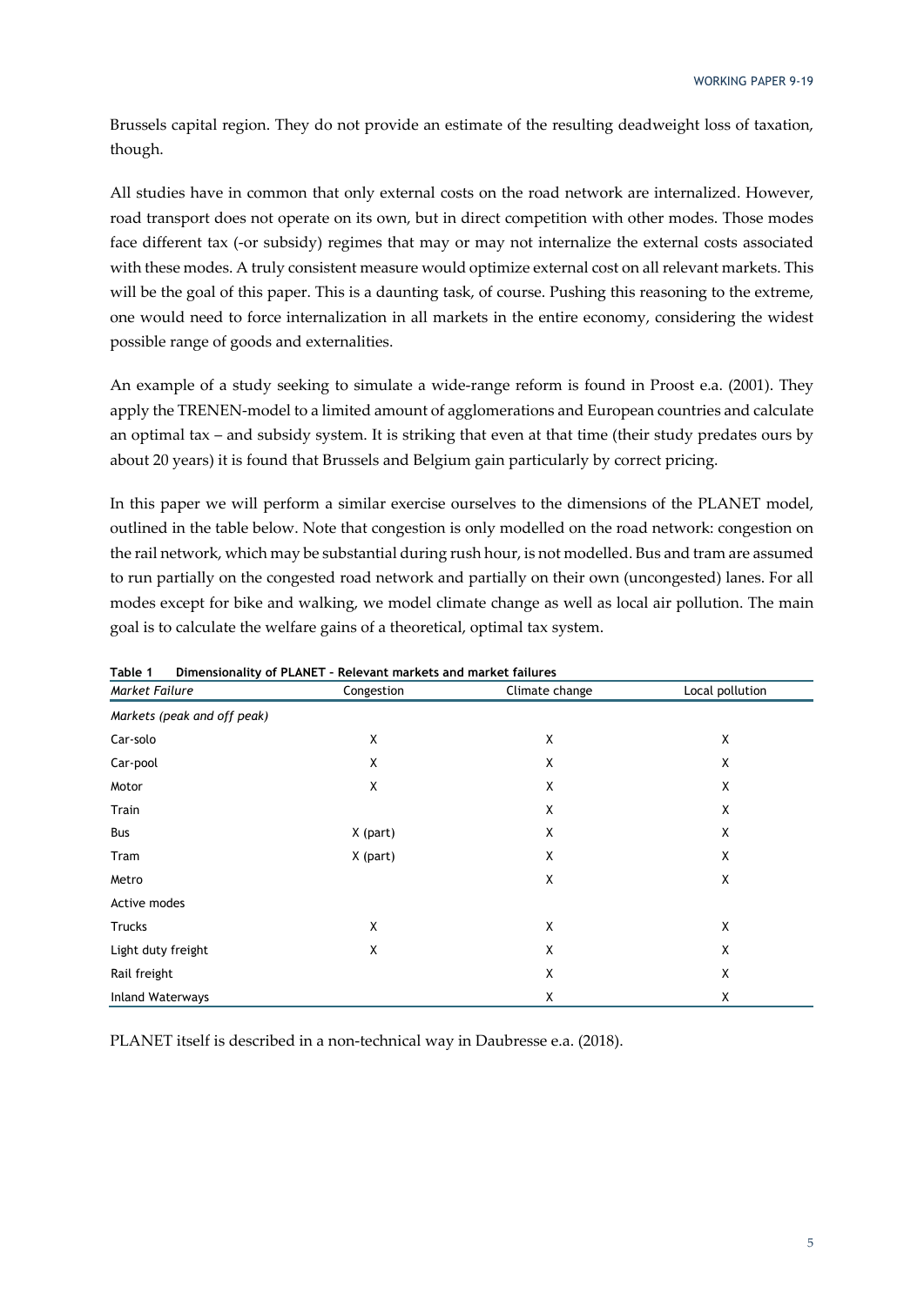Brussels capital region. They do not provide an estimate of the resulting deadweight loss of taxation, though.

All studies have in common that only external costs on the road network are internalized. However, road transport does not operate on its own, but in direct competition with other modes. Those modes face different tax (-or subsidy) regimes that may or may not internalize the external costs associated with these modes. A truly consistent measure would optimize external cost on all relevant markets. This will be the goal of this paper. This is a daunting task, of course. Pushing this reasoning to the extreme, one would need to force internalization in all markets in the entire economy, considering the widest possible range of goods and externalities.

An example of a study seeking to simulate a wide-range reform is found in Proost e.a. (2001). They apply the TRENEN-model to a limited amount of agglomerations and European countries and calculate an optimal tax – and subsidy system. It is striking that even at that time (their study predates ours by about 20 years) it is found that Brussels and Belgium gain particularly by correct pricing.

In this paper we will perform a similar exercise ourselves to the dimensions of the PLANET model, outlined in the table below. Note that congestion is only modelled on the road network: congestion on the rail network, which may be substantial during rush hour, is not modelled. Bus and tram are assumed to run partially on the congested road network and partially on their own (uncongested) lanes. For all modes except for bike and walking, we model climate change as well as local air pollution. The main goal is to calculate the welfare gains of a theoretical, optimal tax system.

**Table 1 Dimensionality of PLANET – Relevant markets and market failures**

| *Market Failure* | Congestion | Climate change | Local pollution |
|---|---|---|---|
| *Markets (peak and off peak)* | | | |
| Car-solo | X | X | X |
| Car-pool | X | X | X |
| Motor | X | X | X |
| Train | | X | X |
| Bus | X (part) | X | X |
| Tram | X (part) | X | X |
| Metro | | X | X |
| Active modes | | | |
| Trucks | X | X | X |
| Light duty freight | X | X | X |
| Rail freight | | X | X |
| Inland Waterways | | X | X |

PLANET itself is described in a non-technical way in Daubresse e.a. (2018).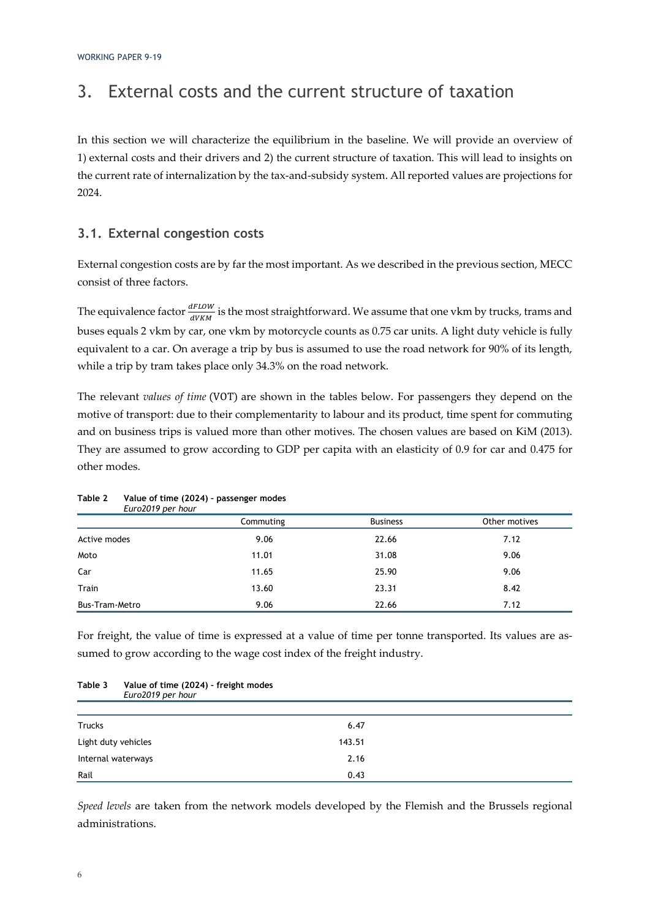# 3. External costs and the current structure of taxation

In this section we will characterize the equilibrium in the baseline. We will provide an overview of 1) external costs and their drivers and 2) the current structure of taxation. This will lead to insights on the current rate of internalization by the tax-and-subsidy system. All reported values are projections for 2024.

## 3.1. External congestion costs

External congestion costs are by far the most important. As we described in the previous section, MECC consist of three factors.

The equivalence factor $\frac{dFLOW}{dVKM}$ is the most straightforward. We assume that one vkm by trucks, trams and buses equals 2 vkm by car, one vkm by motorcycle counts as 0.75 car units. A light duty vehicle is fully equivalent to a car. On average a trip by bus is assumed to use the road network for 90% of its length, while a trip by tram takes place only 34.3% on the road network.

The relevant *values of time* (VOT) are shown in the tables below. For passengers they depend on the motive of transport: due to their complementarity to labour and its product, time spent for commuting and on business trips is valued more than other motives. The chosen values are based on KiM (2013). They are assumed to grow according to GDP per capita with an elasticity of 0.9 for car and 0.475 for other modes.

**Table 2 Value of time (2024) - passenger modes**
*Euro2019 per hour*

| | Commuting | Business | Other motives |
|---|---|---|---|
| Active modes | 9.06 | 22.66 | 7.12 |
| Moto | 11.01 | 31.08 | 9.06 |
| Car | 11.65 | 25.90 | 9.06 |
| Train | 13.60 | 23.31 | 8.42 |
| Bus-Tram-Metro | 9.06 | 22.66 | 7.12 |

For freight, the value of time is expressed at a value of time per tonne transported. Its values are assumed to grow according to the wage cost index of the freight industry.

**Table 3 Value of time (2024) - freight modes**
*Euro2019 per hour*

| | |
|---|---|
| Trucks | 6.47 |
| Light duty vehicles | 143.51 |
| Internal waterways | 2.16 |
| Rail | 0.43 |

*Speed levels* are taken from the network models developed by the Flemish and the Brussels regional administrations.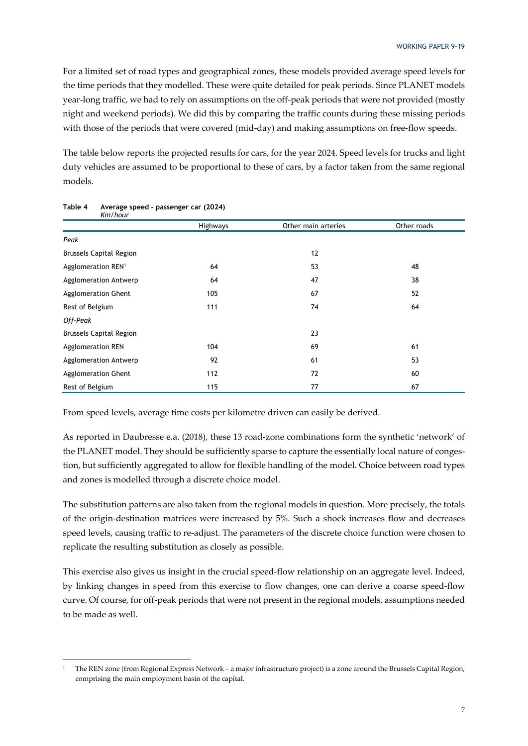For a limited set of road types and geographical zones, these models provided average speed levels for the time periods that they modelled. These were quite detailed for peak periods. Since PLANET models year-long traffic, we had to rely on assumptions on the off-peak periods that were not provided (mostly night and weekend periods). We did this by comparing the traffic counts during these missing periods with those of the periods that were covered (mid-day) and making assumptions on free-flow speeds.

The table below reports the projected results for cars, for the year 2024. Speed levels for trucks and light duty vehicles are assumed to be proportional to these of cars, by a factor taken from the same regional models.

**Table 4 Average speed - passenger car (2024)**
*Km/hour*

| | Highways | Other main arteries | Other roads |
|---|---|---|---|
| *Peak* | | | |
| Brussels Capital Region | | 12 | |
| Agglomeration REN[1] | 64 | 53 | 48 |
| Agglomeration Antwerp | 64 | 47 | 38 |
| Agglomeration Ghent | 105 | 67 | 52 |
| Rest of Belgium | 111 | 74 | 64 |
| *Off-Peak* | | | |
| Brussels Capital Region | | 23 | |
| Agglomeration REN | 104 | 69 | 61 |
| Agglomeration Antwerp | 92 | 61 | 53 |
| Agglomeration Ghent | 112 | 72 | 60 |
| Rest of Belgium | 115 | 77 | 67 |

From speed levels, average time costs per kilometre driven can easily be derived.

As reported in Daubresse e.a. (2018), these 13 road-zone combinations form the synthetic 'network' of the PLANET model. They should be sufficiently sparse to capture the essentially local nature of congestion, but sufficiently aggregated to allow for flexible handling of the model. Choice between road types and zones is modelled through a discrete choice model.

The substitution patterns are also taken from the regional models in question. More precisely, the totals of the origin-destination matrices were increased by 5%. Such a shock increases flow and decreases speed levels, causing traffic to re-adjust. The parameters of the discrete choice function were chosen to replicate the resulting substitution as closely as possible.

This exercise also gives us insight in the crucial speed-flow relationship on an aggregate level. Indeed, by linking changes in speed from this exercise to flow changes, one can derive a coarse speed-flow curve. Of course, for off-peak periods that were not present in the regional models, assumptions needed to be made as well.

---

[1] The REN zone (from Regional Express Network – a major infrastructure project) is a zone around the Brussels Capital Region, comprising the main employment basin of the capital.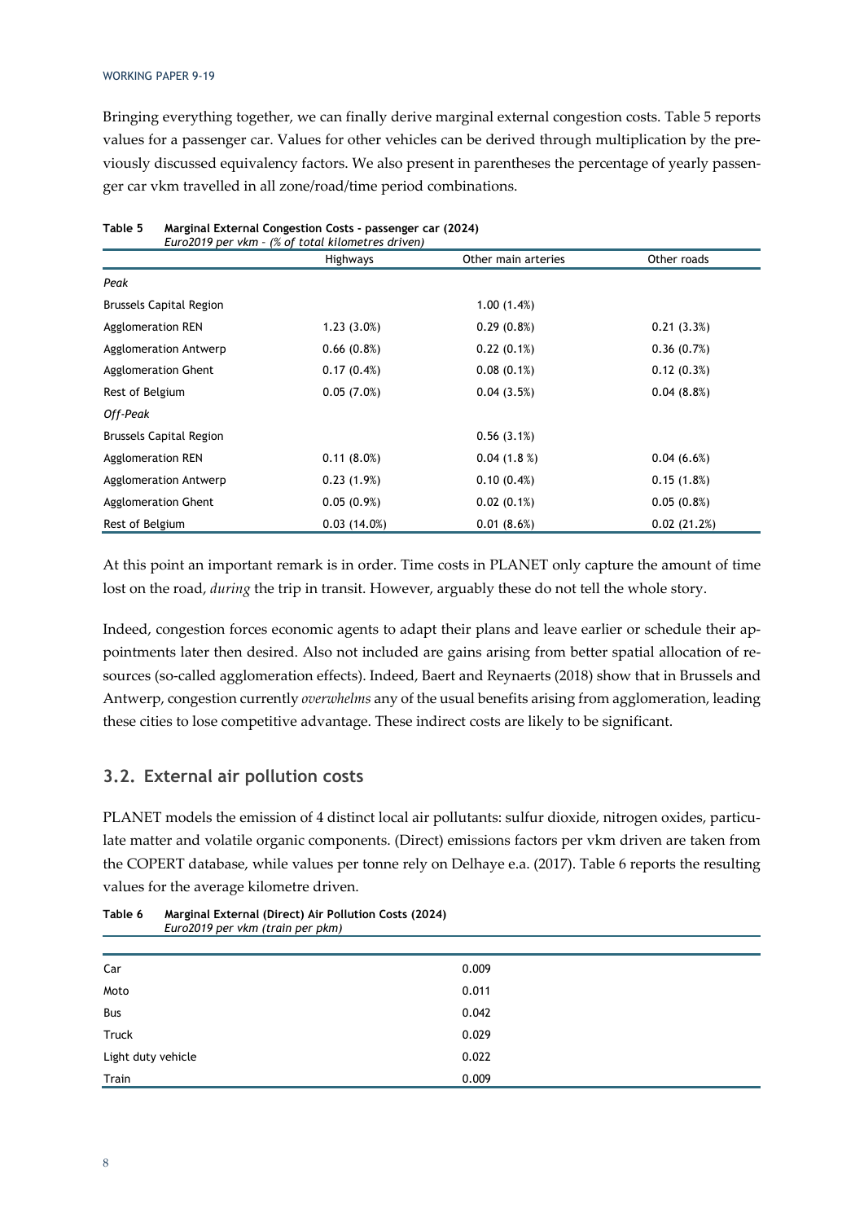Bringing everything together, we can finally derive marginal external congestion costs. Table 5 reports values for a passenger car. Values for other vehicles can be derived through multiplication by the previously discussed equivalency factors. We also present in parentheses the percentage of yearly passenger car vkm travelled in all zone/road/time period combinations.

**Table 5 Marginal External Congestion Costs - passenger car (2024)**
*Euro2019 per vkm – (% of total kilometres driven)*

| | Highways | Other main arteries | Other roads |
|---|---|---|---|
| *Peak* | | | |
| Brussels Capital Region | | 1.00 (1.4%) | |
| Agglomeration REN | 1.23 (3.0%) | 0.29 (0.8%) | 0.21 (3.3%) |
| Agglomeration Antwerp | 0.66 (0.8%) | 0.22 (0.1%) | 0.36 (0.7%) |
| Agglomeration Ghent | 0.17 (0.4%) | 0.08 (0.1%) | 0.12 (0.3%) |
| Rest of Belgium | 0.05 (7.0%) | 0.04 (3.5%) | 0.04 (8.8%) |
| *Off-Peak* | | | |
| Brussels Capital Region | | 0.56 (3.1%) | |
| Agglomeration REN | 0.11 (8.0%) | 0.04 (1.8 %) | 0.04 (6.6%) |
| Agglomeration Antwerp | 0.23 (1.9%) | 0.10 (0.4%) | 0.15 (1.8%) |
| Agglomeration Ghent | 0.05 (0.9%) | 0.02 (0.1%) | 0.05 (0.8%) |
| Rest of Belgium | 0.03 (14.0%) | 0.01 (8.6%) | 0.02 (21.2%) |

At this point an important remark is in order. Time costs in PLANET only capture the amount of time lost on the road, *during* the trip in transit. However, arguably these do not tell the whole story.

Indeed, congestion forces economic agents to adapt their plans and leave earlier or schedule their appointments later then desired. Also not included are gains arising from better spatial allocation of resources (so-called agglomeration effects). Indeed, Baert and Reynaerts (2018) show that in Brussels and Antwerp, congestion currently *overwhelms* any of the usual benefits arising from agglomeration, leading these cities to lose competitive advantage. These indirect costs are likely to be significant.

## 3.2. External air pollution costs

PLANET models the emission of 4 distinct local air pollutants: sulfur dioxide, nitrogen oxides, particulate matter and volatile organic components. (Direct) emissions factors per vkm driven are taken from the COPERT database, while values per tonne rely on Delhaye e.a. (2017). Table 6 reports the resulting values for the average kilometre driven.

**Table 6 Marginal External (Direct) Air Pollution Costs (2024)**
*Euro2019 per vkm (train per pkm)*

| | |
|---|---|
| Car | 0.009 |
| Moto | 0.011 |
| Bus | 0.042 |
| Truck | 0.029 |
| Light duty vehicle | 0.022 |
| Train | 0.009 |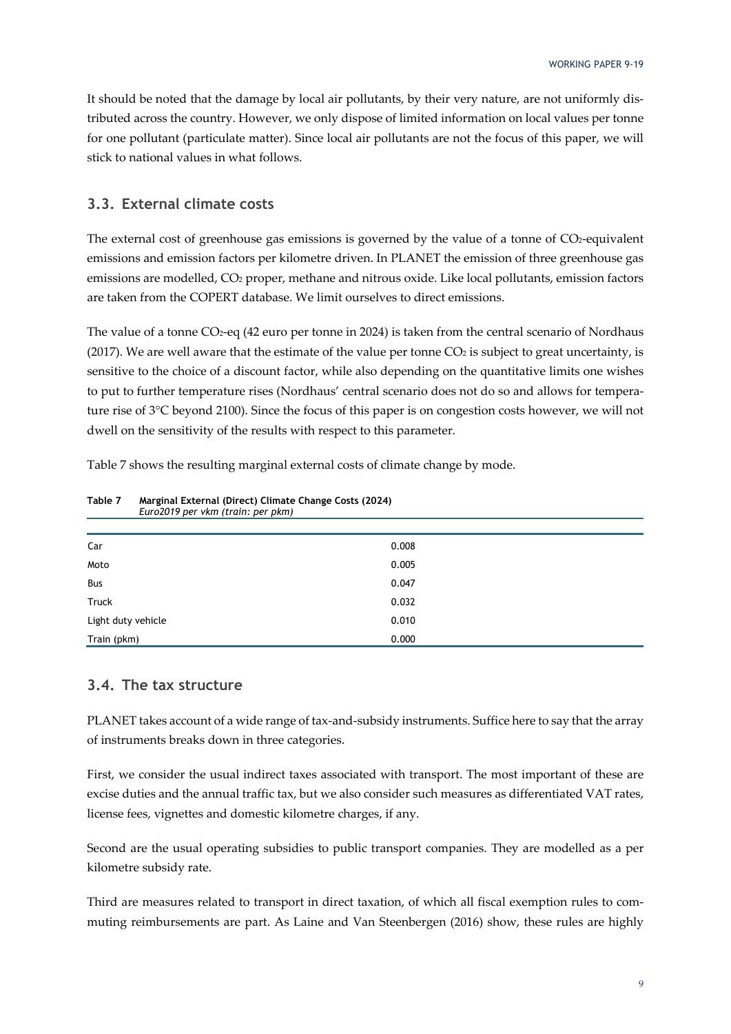It should be noted that the damage by local air pollutants, by their very nature, are not uniformly distributed across the country. However, we only dispose of limited information on local values per tonne for one pollutant (particulate matter). Since local air pollutants are not the focus of this paper, we will stick to national values in what follows.

## 3.3. External climate costs

The external cost of greenhouse gas emissions is governed by the value of a tonne of $CO_2$-equivalent emissions and emission factors per kilometre driven. In PLANET the emission of three greenhouse gas emissions are modelled, $CO_2$ proper, methane and nitrous oxide. Like local pollutants, emission factors are taken from the COPERT database. We limit ourselves to direct emissions.

The value of a tonne $CO_2$-eq (42 euro per tonne in 2024) is taken from the central scenario of Nordhaus (2017). We are well aware that the estimate of the value per tonne $CO_2$ is subject to great uncertainty, is sensitive to the choice of a discount factor, while also depending on the quantitative limits one wishes to put to further temperature rises (Nordhaus' central scenario does not do so and allows for temperature rise of 3°C beyond 2100). Since the focus of this paper is on congestion costs however, we will not dwell on the sensitivity of the results with respect to this parameter.

Table 7 shows the resulting marginal external costs of climate change by mode.

**Table 7 Marginal External (Direct) Climate Change Costs (2024)**
*Euro2019 per vkm (train: per pkm)*

| | |
|---|---|
| Car | 0.008 |
| Moto | 0.005 |
| Bus | 0.047 |
| Truck | 0.032 |
| Light duty vehicle | 0.010 |
| Train (pkm) | 0.000 |

## 3.4. The tax structure

PLANET takes account of a wide range of tax-and-subsidy instruments. Suffice here to say that the array of instruments breaks down in three categories.

First, we consider the usual indirect taxes associated with transport. The most important of these are excise duties and the annual traffic tax, but we also consider such measures as differentiated VAT rates, license fees, vignettes and domestic kilometre charges, if any.

Second are the usual operating subsidies to public transport companies. They are modelled as a per kilometre subsidy rate.

Third are measures related to transport in direct taxation, of which all fiscal exemption rules to commuting reimbursements are part. As Laine and Van Steenbergen (2016) show, these rules are highly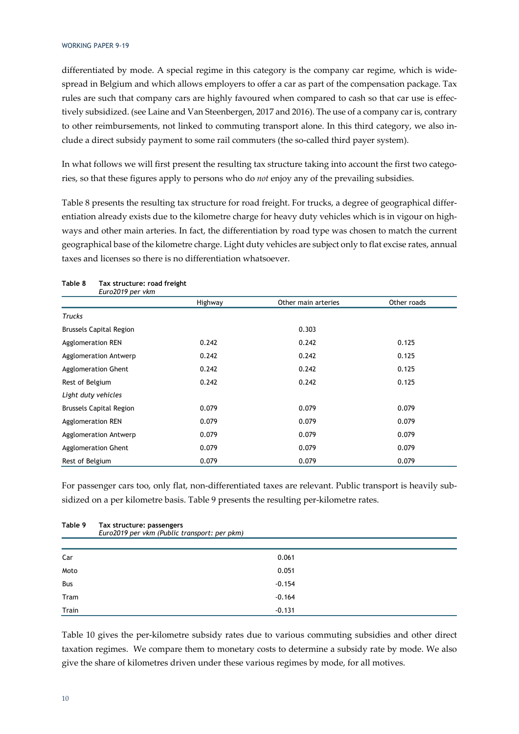differentiated by mode. A special regime in this category is the company car regime, which is widespread in Belgium and which allows employers to offer a car as part of the compensation package. Tax rules are such that company cars are highly favoured when compared to cash so that car use is effectively subsidized. (see Laine and Van Steenbergen, 2017 and 2016). The use of a company car is, contrary to other reimbursements, not linked to commuting transport alone. In this third category, we also include a direct subsidy payment to some rail commuters (the so-called third payer system).

In what follows we will first present the resulting tax structure taking into account the first two categories, so that these figures apply to persons who do *not* enjoy any of the prevailing subsidies.

Table 8 presents the resulting tax structure for road freight. For trucks, a degree of geographical differentiation already exists due to the kilometre charge for heavy duty vehicles which is in vigour on highways and other main arteries. In fact, the differentiation by road type was chosen to match the current geographical base of the kilometre charge. Light duty vehicles are subject only to flat excise rates, annual taxes and licenses so there is no differentiation whatsoever.

**Table 8 Tax structure: road freight**
*Euro2019 per vkm*

| | Highway | Other main arteries | Other roads |
|---|---|---|---|
| *Trucks* | | | |
| Brussels Capital Region | | 0.303 | |
| Agglomeration REN | 0.242 | 0.242 | 0.125 |
| Agglomeration Antwerp | 0.242 | 0.242 | 0.125 |
| Agglomeration Ghent | 0.242 | 0.242 | 0.125 |
| Rest of Belgium | 0.242 | 0.242 | 0.125 |
| *Light duty vehicles* | | | |
| Brussels Capital Region | 0.079 | 0.079 | 0.079 |
| Agglomeration REN | 0.079 | 0.079 | 0.079 |
| Agglomeration Antwerp | 0.079 | 0.079 | 0.079 |
| Agglomeration Ghent | 0.079 | 0.079 | 0.079 |
| Rest of Belgium | 0.079 | 0.079 | 0.079 |

For passenger cars too, only flat, non-differentiated taxes are relevant. Public transport is heavily subsidized on a per kilometre basis. Table 9 presents the resulting per-kilometre rates.

**Table 9 Tax structure: passengers**
*Euro2019 per vkm (Public transport: per pkm)*

| | |
|---|---|
| Car | 0.061 |
| Moto | 0.051 |
| Bus | -0.154 |
| Tram | -0.164 |
| Train | -0.131 |

Table 10 gives the per-kilometre subsidy rates due to various commuting subsidies and other direct taxation regimes. We compare them to monetary costs to determine a subsidy rate by mode. We also give the share of kilometres driven under these various regimes by mode, for all motives.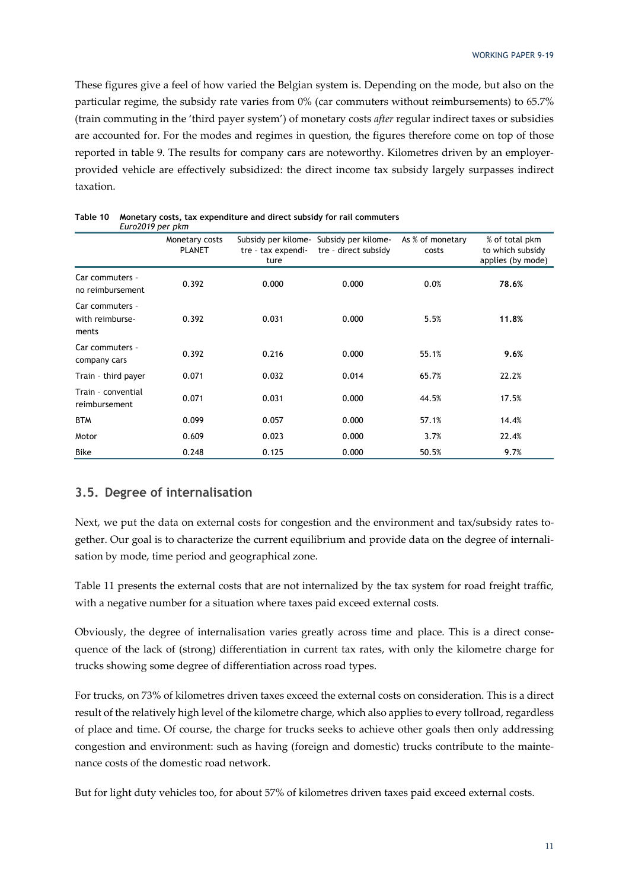These figures give a feel of how varied the Belgian system is. Depending on the mode, but also on the particular regime, the subsidy rate varies from 0% (car commuters without reimbursements) to 65.7% (train commuting in the 'third payer system') of monetary costs *after* regular indirect taxes or subsidies are accounted for. For the modes and regimes in question, the figures therefore come on top of those reported in table 9. The results for company cars are noteworthy. Kilometres driven by an employer-provided vehicle are effectively subsidized: the direct income tax subsidy largely surpasses indirect taxation.

**Table 10 Monetary costs, tax expenditure and direct subsidy for rail commuters**
*Euro2019 per pkm*

| | Monetary costs PLANET | Subsidy per kilometre – tax expenditure | Subsidy per kilometre – direct subsidy | As % of monetary costs | % of total pkm to which subsidy applies (by mode) |
|---|---|---|---|---|---|
| Car commuters - no reimbursement | 0.392 | 0.000 | 0.000 | 0.0% | **78.6%** |
| Car commuters - with reimbursements | 0.392 | 0.031 | 0.000 | 5.5% | **11.8%** |
| Car commuters - company cars | 0.392 | 0.216 | 0.000 | 55.1% | **9.6%** |
| Train – third payer | 0.071 | 0.032 | 0.014 | 65.7% | 22.2% |
| Train – convential reimbursement | 0.071 | 0.031 | 0.000 | 44.5% | 17.5% |
| BTM | 0.099 | 0.057 | 0.000 | 57.1% | 14.4% |
| Motor | 0.609 | 0.023 | 0.000 | 3.7% | 22.4% |
| Bike | 0.248 | 0.125 | 0.000 | 50.5% | 9.7% |

## 3.5. Degree of internalisation

Next, we put the data on external costs for congestion and the environment and tax/subsidy rates together. Our goal is to characterize the current equilibrium and provide data on the degree of internalisation by mode, time period and geographical zone.

Table 11 presents the external costs that are not internalized by the tax system for road freight traffic, with a negative number for a situation where taxes paid exceed external costs.

Obviously, the degree of internalisation varies greatly across time and place. This is a direct consequence of the lack of (strong) differentiation in current tax rates, with only the kilometre charge for trucks showing some degree of differentiation across road types.

For trucks, on 73% of kilometres driven taxes exceed the external costs on consideration. This is a direct result of the relatively high level of the kilometre charge, which also applies to every tollroad, regardless of place and time. Of course, the charge for trucks seeks to achieve other goals then only addressing congestion and environment: such as having (foreign and domestic) trucks contribute to the maintenance costs of the domestic road network.

But for light duty vehicles too, for about 57% of kilometres driven taxes paid exceed external costs.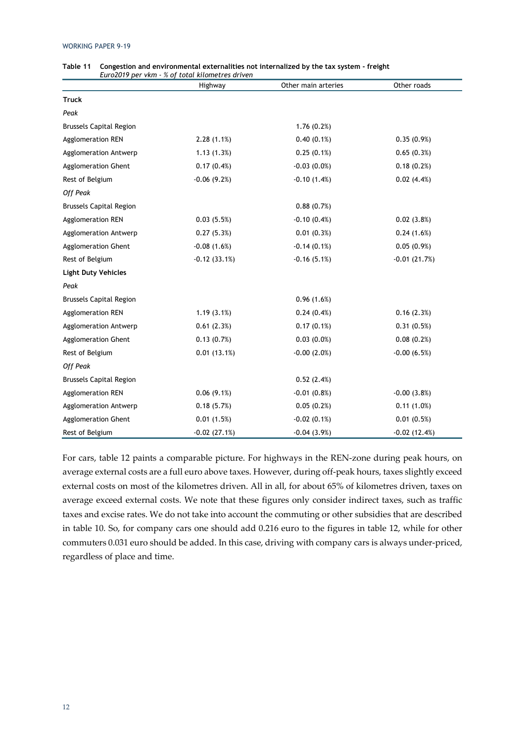**Table 11 Congestion and environmental externalities not internalized by the tax system - freight**
*Euro2019 per vkm - % of total kilometres driven*

| | Highway | Other main arteries | Other roads |
|---|---|---|---|
| **Truck** | | | |
| *Peak* | | | |
| Brussels Capital Region | | 1.76 (0.2%) | |
| Agglomeration REN | 2.28 (1.1%) | 0.40 (0.1%) | 0.35 (0.9%) |
| Agglomeration Antwerp | 1.13 (1.3%) | 0.25 (0.1%) | 0.65 (0.3%) |
| Agglomeration Ghent | 0.17 (0.4%) | -0.03 (0.0%) | 0.18 (0.2%) |
| Rest of Belgium | -0.06 (9.2%) | -0.10 (1.4%) | 0.02 (4.4%) |
| *Off Peak* | | | |
| Brussels Capital Region | | 0.88 (0.7%) | |
| Agglomeration REN | 0.03 (5.5%) | -0.10 (0.4%) | 0.02 (3.8%) |
| Agglomeration Antwerp | 0.27 (5.3%) | 0.01 (0.3%) | 0.24 (1.6%) |
| Agglomeration Ghent | -0.08 (1.6%) | -0.14 (0.1%) | 0.05 (0.9%) |
| Rest of Belgium | -0.12 (33.1%) | -0.16 (5.1%) | -0.01 (21.7%) |
| **Light Duty Vehicles** | | | |
| *Peak* | | | |
| Brussels Capital Region | | 0.96 (1.6%) | |
| Agglomeration REN | 1.19 (3.1%) | 0.24 (0.4%) | 0.16 (2.3%) |
| Agglomeration Antwerp | 0.61 (2.3%) | 0.17 (0.1%) | 0.31 (0.5%) |
| Agglomeration Ghent | 0.13 (0.7%) | 0.03 (0.0%) | 0.08 (0.2%) |
| Rest of Belgium | 0.01 (13.1%) | -0.00 (2.0%) | -0.00 (6.5%) |
| *Off Peak* | | | |
| Brussels Capital Region | | 0.52 (2.4%) | |
| Agglomeration REN | 0.06 (9.1%) | -0.01 (0.8%) | -0.00 (3.8%) |
| Agglomeration Antwerp | 0.18 (5.7%) | 0.05 (0.2%) | 0.11 (1.0%) |
| Agglomeration Ghent | 0.01 (1.5%) | -0.02 (0.1%) | 0.01 (0.5%) |
| Rest of Belgium | -0.02 (27.1%) | -0.04 (3.9%) | -0.02 (12.4%) |

For cars, table 12 paints a comparable picture. For highways in the REN-zone during peak hours, on average external costs are a full euro above taxes. However, during off-peak hours, taxes slightly exceed external costs on most of the kilometres driven. All in all, for about 65% of kilometres driven, taxes on average exceed external costs. We note that these figures only consider indirect taxes, such as traffic taxes and excise rates. We do not take into account the commuting or other subsidies that are described in table 10. So, for company cars one should add 0.216 euro to the figures in table 12, while for other commuters 0.031 euro should be added. In this case, driving with company cars is always under-priced, regardless of place and time.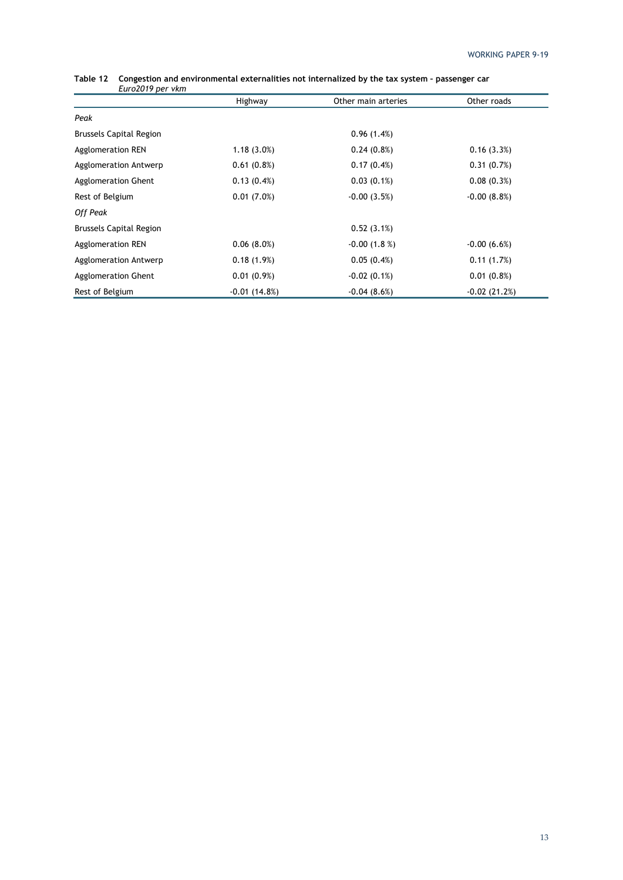**Table 12 Congestion and environmental externalities not internalized by the tax system – passenger car**
*Euro2019 per vkm*

| | Highway | Other main arteries | Other roads |
|---|---|---|---|
| *Peak* | | | |
| Brussels Capital Region | | 0.96 (1.4%) | |
| Agglomeration REN | 1.18 (3.0%) | 0.24 (0.8%) | 0.16 (3.3%) |
| Agglomeration Antwerp | 0.61 (0.8%) | 0.17 (0.4%) | 0.31 (0.7%) |
| Agglomeration Ghent | 0.13 (0.4%) | 0.03 (0.1%) | 0.08 (0.3%) |
| Rest of Belgium | 0.01 (7.0%) | -0.00 (3.5%) | -0.00 (8.8%) |
| *Off Peak* | | | |
| Brussels Capital Region | | 0.52 (3.1%) | |
| Agglomeration REN | 0.06 (8.0%) | -0.00 (1.8 %) | -0.00 (6.6%) |
| Agglomeration Antwerp | 0.18 (1.9%) | 0.05 (0.4%) | 0.11 (1.7%) |
| Agglomeration Ghent | 0.01 (0.9%) | -0.02 (0.1%) | 0.01 (0.8%) |
| Rest of Belgium | -0.01 (14.8%) | -0.04 (8.6%) | -0.02 (21.2%) |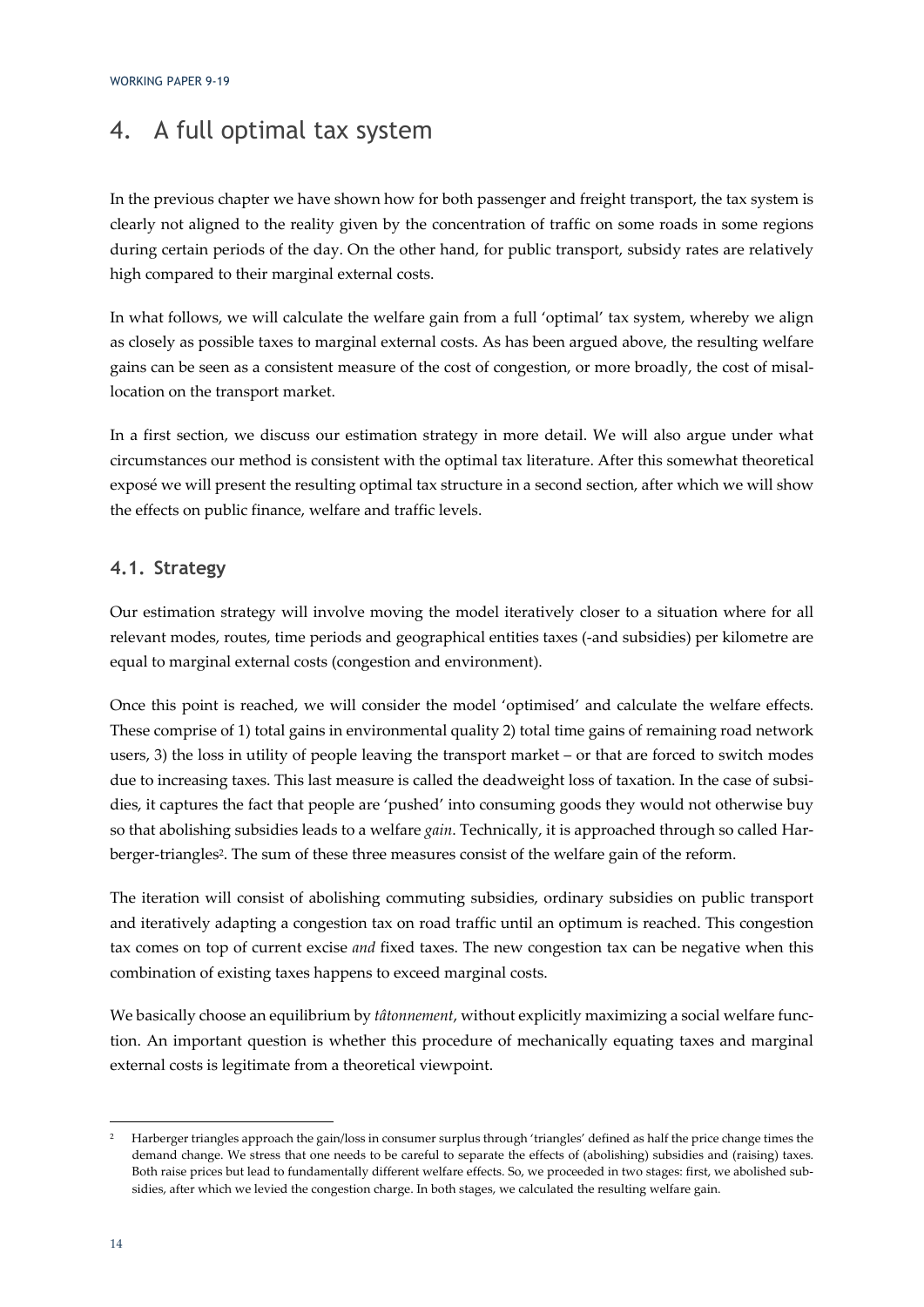# 4. A full optimal tax system

In the previous chapter we have shown how for both passenger and freight transport, the tax system is clearly not aligned to the reality given by the concentration of traffic on some roads in some regions during certain periods of the day. On the other hand, for public transport, subsidy rates are relatively high compared to their marginal external costs.

In what follows, we will calculate the welfare gain from a full 'optimal' tax system, whereby we align as closely as possible taxes to marginal external costs. As has been argued above, the resulting welfare gains can be seen as a consistent measure of the cost of congestion, or more broadly, the cost of misallocation on the transport market.

In a first section, we discuss our estimation strategy in more detail. We will also argue under what circumstances our method is consistent with the optimal tax literature. After this somewhat theoretical exposé we will present the resulting optimal tax structure in a second section, after which we will show the effects on public finance, welfare and traffic levels.

## 4.1. Strategy

Our estimation strategy will involve moving the model iteratively closer to a situation where for all relevant modes, routes, time periods and geographical entities taxes (-and subsidies) per kilometre are equal to marginal external costs (congestion and environment).

Once this point is reached, we will consider the model 'optimised' and calculate the welfare effects. These comprise of 1) total gains in environmental quality 2) total time gains of remaining road network users, 3) the loss in utility of people leaving the transport market – or that are forced to switch modes due to increasing taxes. This last measure is called the deadweight loss of taxation. In the case of subsidies, it captures the fact that people are 'pushed' into consuming goods they would not otherwise buy so that abolishing subsidies leads to a welfare *gain*. Technically, it is approached through so called Harberger-triangles[2]. The sum of these three measures consist of the welfare gain of the reform.

The iteration will consist of abolishing commuting subsidies, ordinary subsidies on public transport and iteratively adapting a congestion tax on road traffic until an optimum is reached. This congestion tax comes on top of current excise *and* fixed taxes. The new congestion tax can be negative when this combination of existing taxes happens to exceed marginal costs.

We basically choose an equilibrium by *tâtonnement*, without explicitly maximizing a social welfare function. An important question is whether this procedure of mechanically equating taxes and marginal external costs is legitimate from a theoretical viewpoint.

---

[2] Harberger triangles approach the gain/loss in consumer surplus through 'triangles' defined as half the price change times the demand change. We stress that one needs to be careful to separate the effects of (abolishing) subsidies and (raising) taxes. Both raise prices but lead to fundamentally different welfare effects. So, we proceeded in two stages: first, we abolished subsidies, after which we levied the congestion charge. In both stages, we calculated the resulting welfare gain.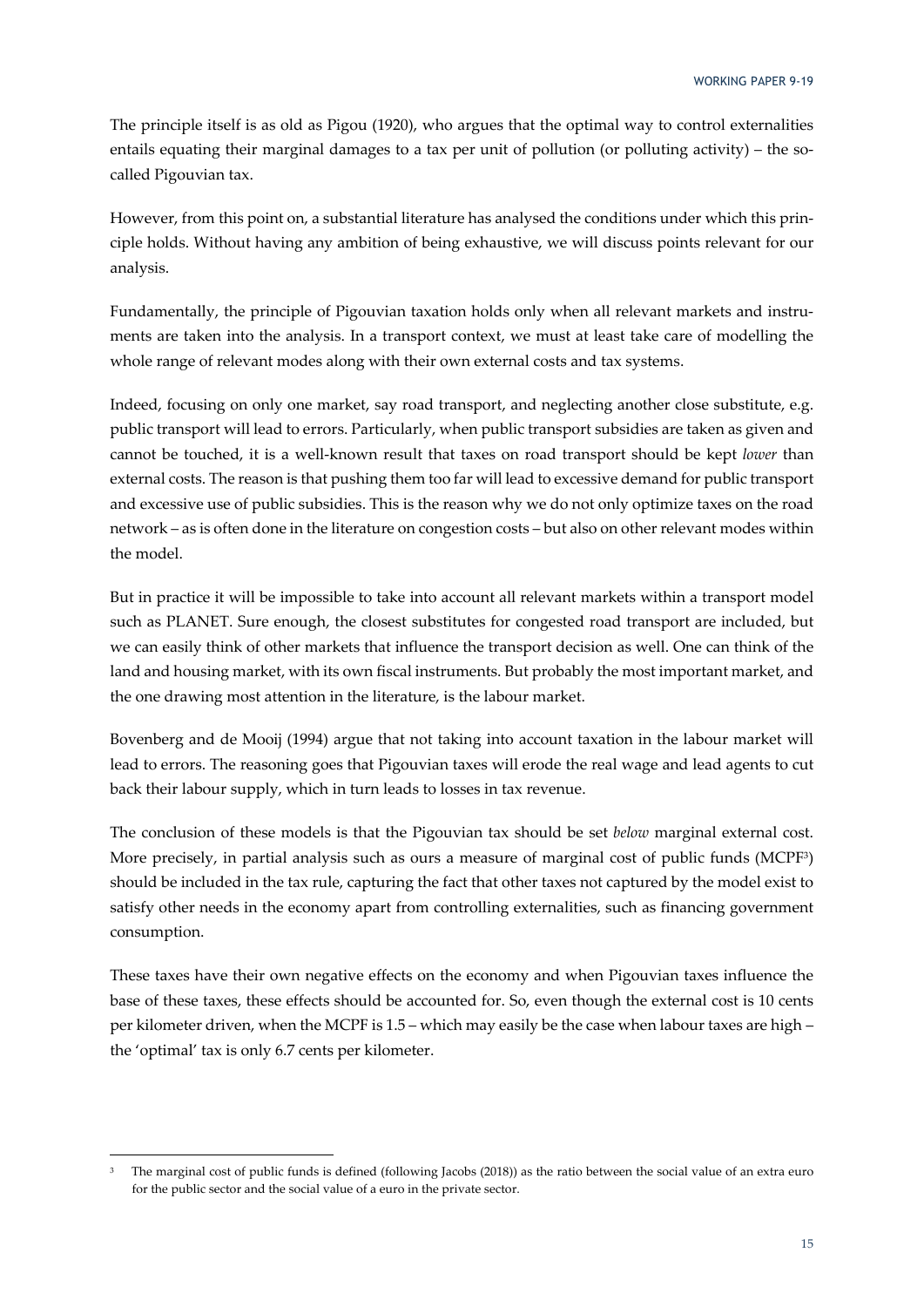The principle itself is as old as Pigou (1920), who argues that the optimal way to control externalities entails equating their marginal damages to a tax per unit of pollution (or polluting activity) – the so-called Pigouvian tax.

However, from this point on, a substantial literature has analysed the conditions under which this principle holds. Without having any ambition of being exhaustive, we will discuss points relevant for our analysis.

Fundamentally, the principle of Pigouvian taxation holds only when all relevant markets and instruments are taken into the analysis. In a transport context, we must at least take care of modelling the whole range of relevant modes along with their own external costs and tax systems.

Indeed, focusing on only one market, say road transport, and neglecting another close substitute, e.g. public transport will lead to errors. Particularly, when public transport subsidies are taken as given and cannot be touched, it is a well-known result that taxes on road transport should be kept *lower* than external costs. The reason is that pushing them too far will lead to excessive demand for public transport and excessive use of public subsidies. This is the reason why we do not only optimize taxes on the road network – as is often done in the literature on congestion costs – but also on other relevant modes within the model.

But in practice it will be impossible to take into account all relevant markets within a transport model such as PLANET. Sure enough, the closest substitutes for congested road transport are included, but we can easily think of other markets that influence the transport decision as well. One can think of the land and housing market, with its own fiscal instruments. But probably the most important market, and the one drawing most attention in the literature, is the labour market.

Bovenberg and de Mooij (1994) argue that not taking into account taxation in the labour market will lead to errors. The reasoning goes that Pigouvian taxes will erode the real wage and lead agents to cut back their labour supply, which in turn leads to losses in tax revenue.

The conclusion of these models is that the Pigouvian tax should be set *below* marginal external cost. More precisely, in partial analysis such as ours a measure of marginal cost of public funds (MCPF[3]) should be included in the tax rule, capturing the fact that other taxes not captured by the model exist to satisfy other needs in the economy apart from controlling externalities, such as financing government consumption.

These taxes have their own negative effects on the economy and when Pigouvian taxes influence the base of these taxes, these effects should be accounted for. So, even though the external cost is 10 cents per kilometer driven, when the MCPF is 1.5 – which may easily be the case when labour taxes are high – the 'optimal' tax is only 6.7 cents per kilometer.

[3] The marginal cost of public funds is defined (following Jacobs (2018)) as the ratio between the social value of an extra euro for the public sector and the social value of a euro in the private sector.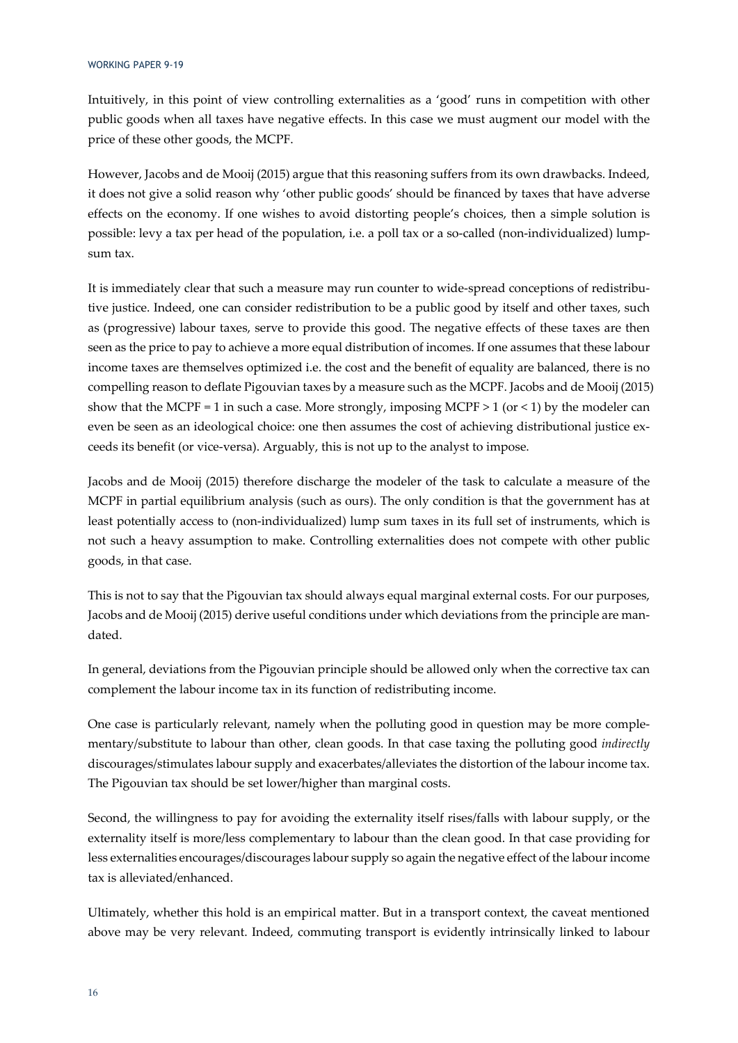Intuitively, in this point of view controlling externalities as a 'good' runs in competition with other public goods when all taxes have negative effects. In this case we must augment our model with the price of these other goods, the MCPF.

However, Jacobs and de Mooij (2015) argue that this reasoning suffers from its own drawbacks. Indeed, it does not give a solid reason why 'other public goods' should be financed by taxes that have adverse effects on the economy. If one wishes to avoid distorting people's choices, then a simple solution is possible: levy a tax per head of the population, i.e. a poll tax or a so-called (non-individualized) lump-sum tax.

It is immediately clear that such a measure may run counter to wide-spread conceptions of redistributive justice. Indeed, one can consider redistribution to be a public good by itself and other taxes, such as (progressive) labour taxes, serve to provide this good. The negative effects of these taxes are then seen as the price to pay to achieve a more equal distribution of incomes. If one assumes that these labour income taxes are themselves optimized i.e. the cost and the benefit of equality are balanced, there is no compelling reason to deflate Pigouvian taxes by a measure such as the MCPF. Jacobs and de Mooij (2015) show that the MCPF = 1 in such a case. More strongly, imposing MCPF > 1 (or < 1) by the modeler can even be seen as an ideological choice: one then assumes the cost of achieving distributional justice exceeds its benefit (or vice-versa). Arguably, this is not up to the analyst to impose.

Jacobs and de Mooij (2015) therefore discharge the modeler of the task to calculate a measure of the MCPF in partial equilibrium analysis (such as ours). The only condition is that the government has at least potentially access to (non-individualized) lump sum taxes in its full set of instruments, which is not such a heavy assumption to make. Controlling externalities does not compete with other public goods, in that case.

This is not to say that the Pigouvian tax should always equal marginal external costs. For our purposes, Jacobs and de Mooij (2015) derive useful conditions under which deviations from the principle are mandated.

In general, deviations from the Pigouvian principle should be allowed only when the corrective tax can complement the labour income tax in its function of redistributing income.

One case is particularly relevant, namely when the polluting good in question may be more complementary/substitute to labour than other, clean goods. In that case taxing the polluting good *indirectly* discourages/stimulates labour supply and exacerbates/alleviates the distortion of the labour income tax. The Pigouvian tax should be set lower/higher than marginal costs.

Second, the willingness to pay for avoiding the externality itself rises/falls with labour supply, or the externality itself is more/less complementary to labour than the clean good. In that case providing for less externalities encourages/discourages labour supply so again the negative effect of the labour income tax is alleviated/enhanced.

Ultimately, whether this hold is an empirical matter. But in a transport context, the caveat mentioned above may be very relevant. Indeed, commuting transport is evidently intrinsically linked to labour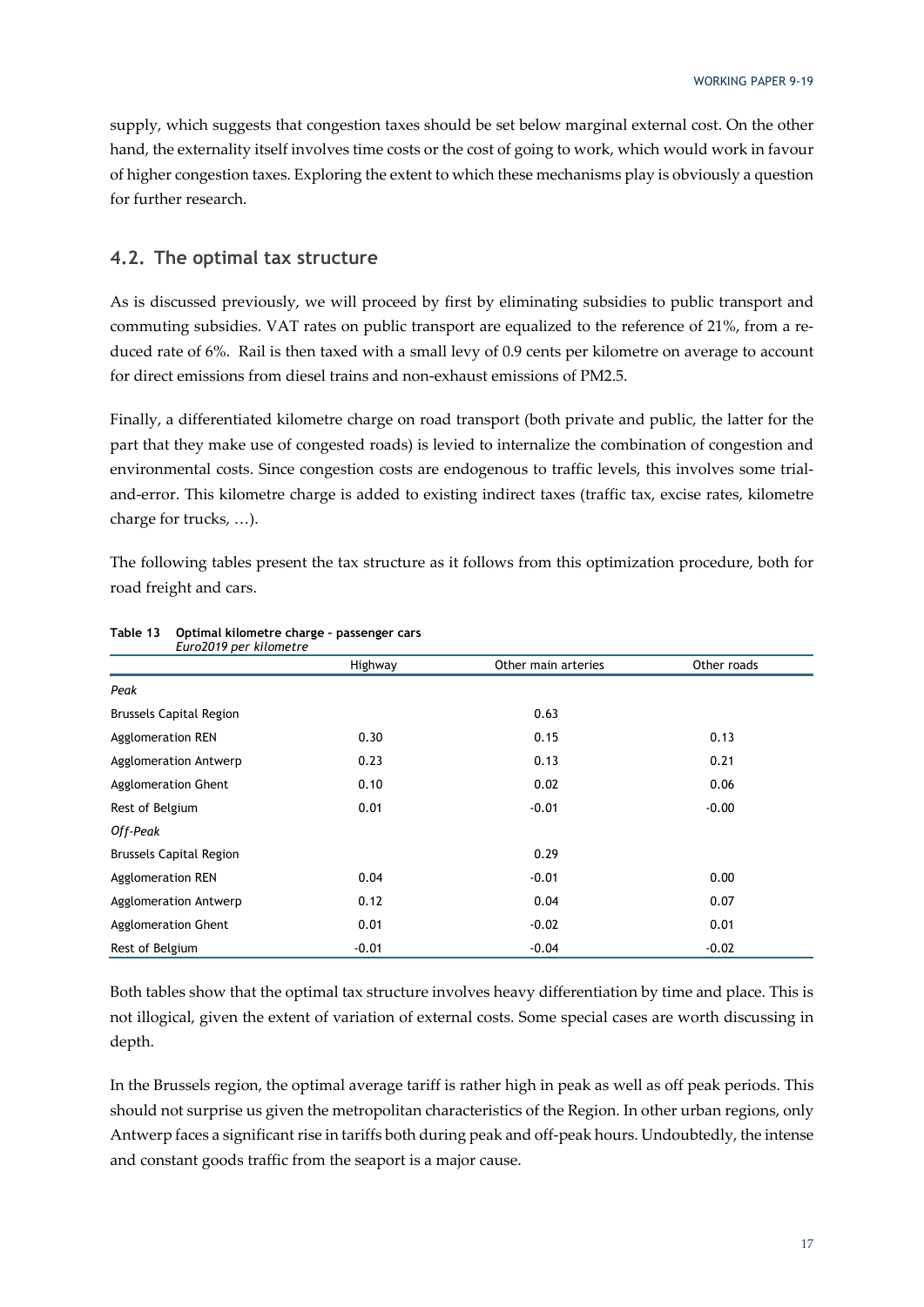supply, which suggests that congestion taxes should be set below marginal external cost. On the other hand, the externality itself involves time costs or the cost of going to work, which would work in favour of higher congestion taxes. Exploring the extent to which these mechanisms play is obviously a question for further research.

## 4.2. The optimal tax structure

As is discussed previously, we will proceed by first by eliminating subsidies to public transport and commuting subsidies. VAT rates on public transport are equalized to the reference of 21%, from a reduced rate of 6%. Rail is then taxed with a small levy of 0.9 cents per kilometre on average to account for direct emissions from diesel trains and non-exhaust emissions of PM2.5.

Finally, a differentiated kilometre charge on road transport (both private and public, the latter for the part that they make use of congested roads) is levied to internalize the combination of congestion and environmental costs. Since congestion costs are endogenous to traffic levels, this involves some trial-and-error. This kilometre charge is added to existing indirect taxes (traffic tax, excise rates, kilometre charge for trucks, …).

The following tables present the tax structure as it follows from this optimization procedure, both for road freight and cars.

**Table 13 Optimal kilometre charge - passenger cars**
*Euro2019 per kilometre*

| | Highway | Other main arteries | Other roads |
|---|---|---|---|
| *Peak* | | | |
| Brussels Capital Region | | 0.63 | |
| Agglomeration REN | 0.30 | 0.15 | 0.13 |
| Agglomeration Antwerp | 0.23 | 0.13 | 0.21 |
| Agglomeration Ghent | 0.10 | 0.02 | 0.06 |
| Rest of Belgium | 0.01 | -0.01 | -0.00 |
| *Off-Peak* | | | |
| Brussels Capital Region | | 0.29 | |
| Agglomeration REN | 0.04 | -0.01 | 0.00 |
| Agglomeration Antwerp | 0.12 | 0.04 | 0.07 |
| Agglomeration Ghent | 0.01 | -0.02 | 0.01 |
| Rest of Belgium | -0.01 | -0.04 | -0.02 |

Both tables show that the optimal tax structure involves heavy differentiation by time and place. This is not illogical, given the extent of variation of external costs. Some special cases are worth discussing in depth.

In the Brussels region, the optimal average tariff is rather high in peak as well as off peak periods. This should not surprise us given the metropolitan characteristics of the Region. In other urban regions, only Antwerp faces a significant rise in tariffs both during peak and off-peak hours. Undoubtedly, the intense and constant goods traffic from the seaport is a major cause.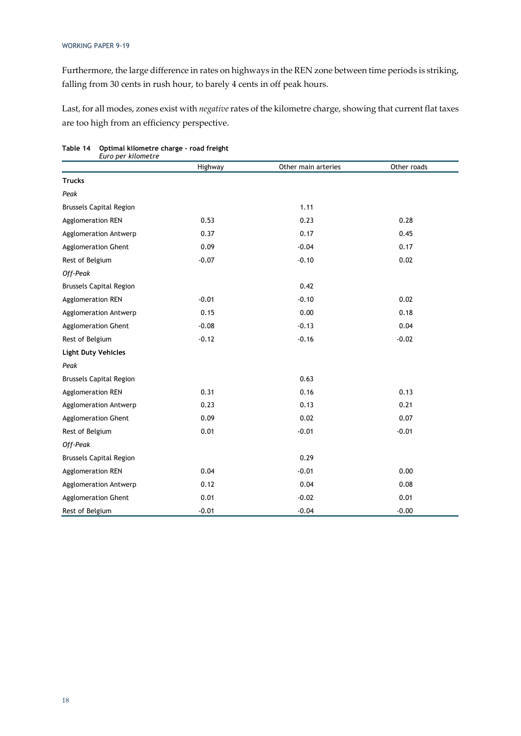Furthermore, the large difference in rates on highways in the REN zone between time periods is striking, falling from 30 cents in rush hour, to barely 4 cents in off peak hours.

Last, for all modes, zones exist with *negative* rates of the kilometre charge, showing that current flat taxes are too high from an efficiency perspective.

**Table 14 Optimal kilometre charge – road freight**
*Euro per kilometre*

| | Highway | Other main arteries | Other roads |
|---|---|---|---|
| **Trucks** | | | |
| *Peak* | | | |
| Brussels Capital Region | | 1.11 | |
| Agglomeration REN | 0.53 | 0.23 | 0.28 |
| Agglomeration Antwerp | 0.37 | 0.17 | 0.45 |
| Agglomeration Ghent | 0.09 | -0.04 | 0.17 |
| Rest of Belgium | -0.07 | -0.10 | 0.02 |
| *Off-Peak* | | | |
| Brussels Capital Region | | 0.42 | |
| Agglomeration REN | -0.01 | -0.10 | 0.02 |
| Agglomeration Antwerp | 0.15 | 0.00 | 0.18 |
| Agglomeration Ghent | -0.08 | -0.13 | 0.04 |
| Rest of Belgium | -0.12 | -0.16 | -0.02 |
| **Light Duty Vehicles** | | | |
| *Peak* | | | |
| Brussels Capital Region | | 0.63 | |
| Agglomeration REN | 0.31 | 0.16 | 0.13 |
| Agglomeration Antwerp | 0.23 | 0.13 | 0.21 |
| Agglomeration Ghent | 0.09 | 0.02 | 0.07 |
| Rest of Belgium | 0.01 | -0.01 | -0.01 |
| *Off-Peak* | | | |
| Brussels Capital Region | | 0.29 | |
| Agglomeration REN | 0.04 | -0.01 | 0.00 |
| Agglomeration Antwerp | 0.12 | 0.04 | 0.08 |
| Agglomeration Ghent | 0.01 | -0.02 | 0.01 |
| Rest of Belgium | -0.01 | -0.04 | -0.00 |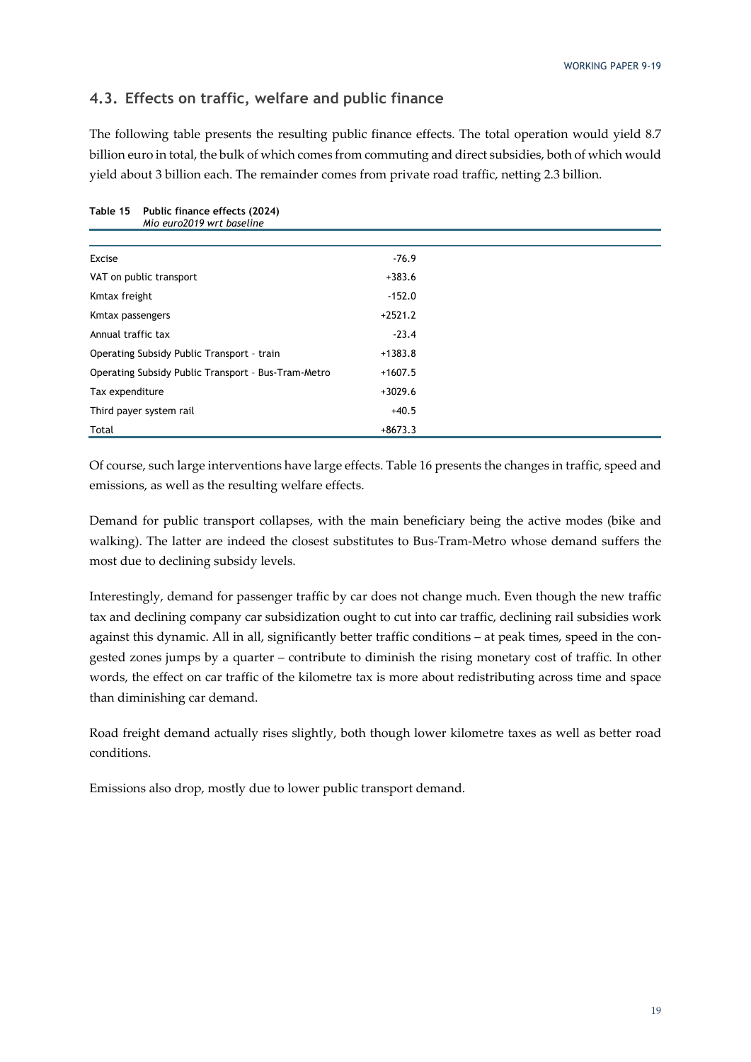## 4.3. Effects on traffic, welfare and public finance

The following table presents the resulting public finance effects. The total operation would yield 8.7 billion euro in total, the bulk of which comes from commuting and direct subsidies, both of which would yield about 3 billion each. The remainder comes from private road traffic, netting 2.3 billion.

**Table 15 Public finance effects (2024)**
*Mio euro2019 wrt baseline*

| | |
|---|---|
| Excise | -76.9 |
| VAT on public transport | +383.6 |
| Kmtax freight | -152.0 |
| Kmtax passengers | +2521.2 |
| Annual traffic tax | -23.4 |
| Operating Subsidy Public Transport - train | +1383.8 |
| Operating Subsidy Public Transport - Bus-Tram-Metro | +1607.5 |
| Tax expenditure | +3029.6 |
| Third payer system rail | +40.5 |
| Total | +8673.3 |

Of course, such large interventions have large effects. Table 16 presents the changes in traffic, speed and emissions, as well as the resulting welfare effects.

Demand for public transport collapses, with the main beneficiary being the active modes (bike and walking). The latter are indeed the closest substitutes to Bus-Tram-Metro whose demand suffers the most due to declining subsidy levels.

Interestingly, demand for passenger traffic by car does not change much. Even though the new traffic tax and declining company car subsidization ought to cut into car traffic, declining rail subsidies work against this dynamic. All in all, significantly better traffic conditions – at peak times, speed in the congested zones jumps by a quarter – contribute to diminish the rising monetary cost of traffic. In other words, the effect on car traffic of the kilometre tax is more about redistributing across time and space than diminishing car demand.

Road freight demand actually rises slightly, both though lower kilometre taxes as well as better road conditions.

Emissions also drop, mostly due to lower public transport demand.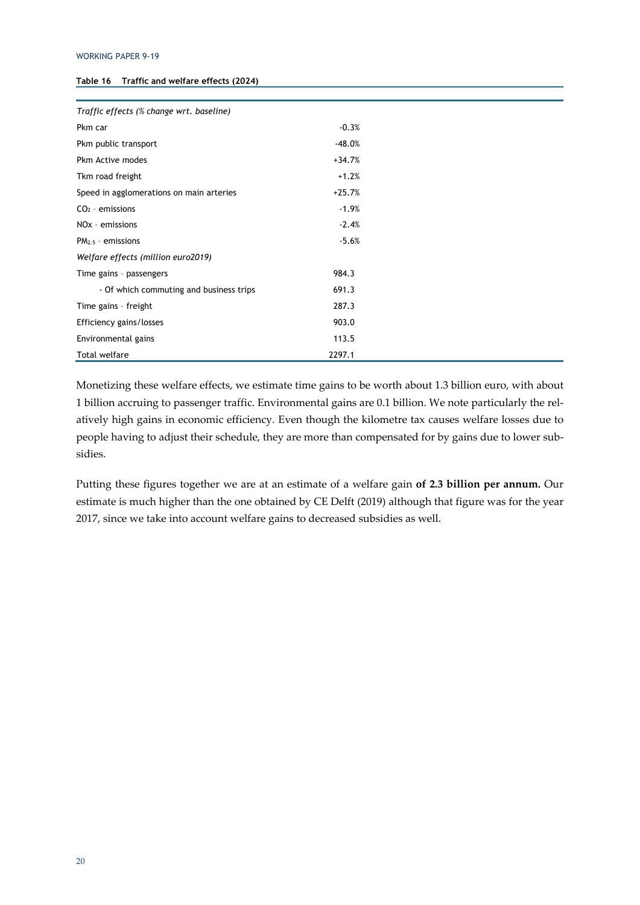**Table 16 Traffic and welfare effects (2024)**

| | |
|---|---|
| *Traffic effects (% change wrt. baseline)* | |
| Pkm car | -0.3% |
| Pkm public transport | -48.0% |
| Pkm Active modes | +34.7% |
| Tkm road freight | +1.2% |
| Speed in agglomerations on main arteries | +25.7% |
| $CO_2$ - emissions | -1.9% |
| NOx - emissions | -2.4% |
| $PM_{2.5}$ - emissions | -5.6% |
| *Welfare effects (million euro2019)* | |
| Time gains - passengers | 984.3 |
| - Of which commuting and business trips | 691.3 |
| Time gains - freight | 287.3 |
| Efficiency gains/losses | 903.0 |
| Environmental gains | 113.5 |
| Total welfare | 2297.1 |

Monetizing these welfare effects, we estimate time gains to be worth about 1.3 billion euro, with about 1 billion accruing to passenger traffic. Environmental gains are 0.1 billion. We note particularly the relatively high gains in economic efficiency. Even though the kilometre tax causes welfare losses due to people having to adjust their schedule, they are more than compensated for by gains due to lower subsidies.

Putting these figures together we are at an estimate of a welfare gain **of 2.3 billion per annum.** Our estimate is much higher than the one obtained by CE Delft (2019) although that figure was for the year 2017, since we take into account welfare gains to decreased subsidies as well.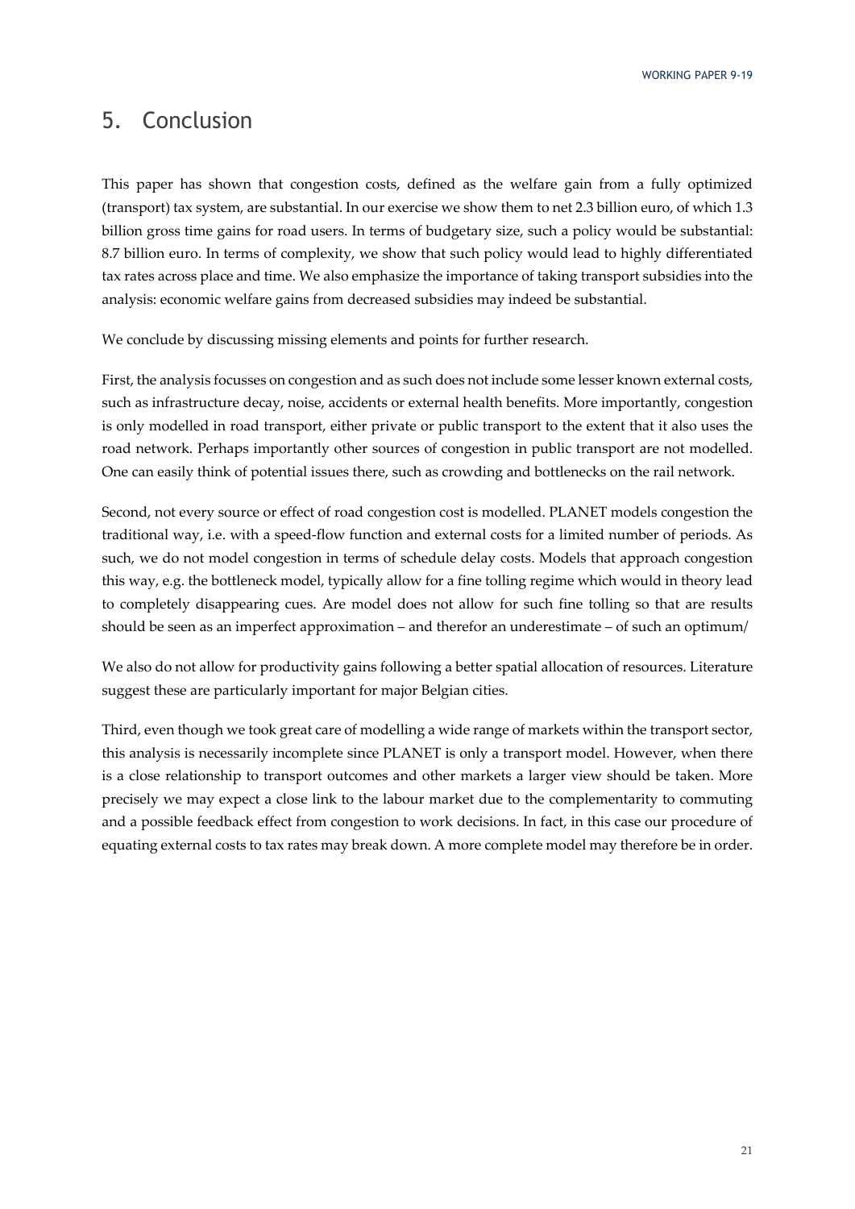## 5. Conclusion

This paper has shown that congestion costs, defined as the welfare gain from a fully optimized (transport) tax system, are substantial. In our exercise we show them to net 2.3 billion euro, of which 1.3 billion gross time gains for road users. In terms of budgetary size, such a policy would be substantial: 8.7 billion euro. In terms of complexity, we show that such policy would lead to highly differentiated tax rates across place and time. We also emphasize the importance of taking transport subsidies into the analysis: economic welfare gains from decreased subsidies may indeed be substantial.

We conclude by discussing missing elements and points for further research.

First, the analysis focusses on congestion and as such does not include some lesser known external costs, such as infrastructure decay, noise, accidents or external health benefits. More importantly, congestion is only modelled in road transport, either private or public transport to the extent that it also uses the road network. Perhaps importantly other sources of congestion in public transport are not modelled. One can easily think of potential issues there, such as crowding and bottlenecks on the rail network.

Second, not every source or effect of road congestion cost is modelled. PLANET models congestion the traditional way, i.e. with a speed-flow function and external costs for a limited number of periods. As such, we do not model congestion in terms of schedule delay costs. Models that approach congestion this way, e.g. the bottleneck model, typically allow for a fine tolling regime which would in theory lead to completely disappearing cues. Are model does not allow for such fine tolling so that are results should be seen as an imperfect approximation – and therefor an underestimate – of such an optimum/

We also do not allow for productivity gains following a better spatial allocation of resources. Literature suggest these are particularly important for major Belgian cities.

Third, even though we took great care of modelling a wide range of markets within the transport sector, this analysis is necessarily incomplete since PLANET is only a transport model. However, when there is a close relationship to transport outcomes and other markets a larger view should be taken. More precisely we may expect a close link to the labour market due to the complementarity to commuting and a possible feedback effect from congestion to work decisions. In fact, in this case our procedure of equating external costs to tax rates may break down. A more complete model may therefore be in order.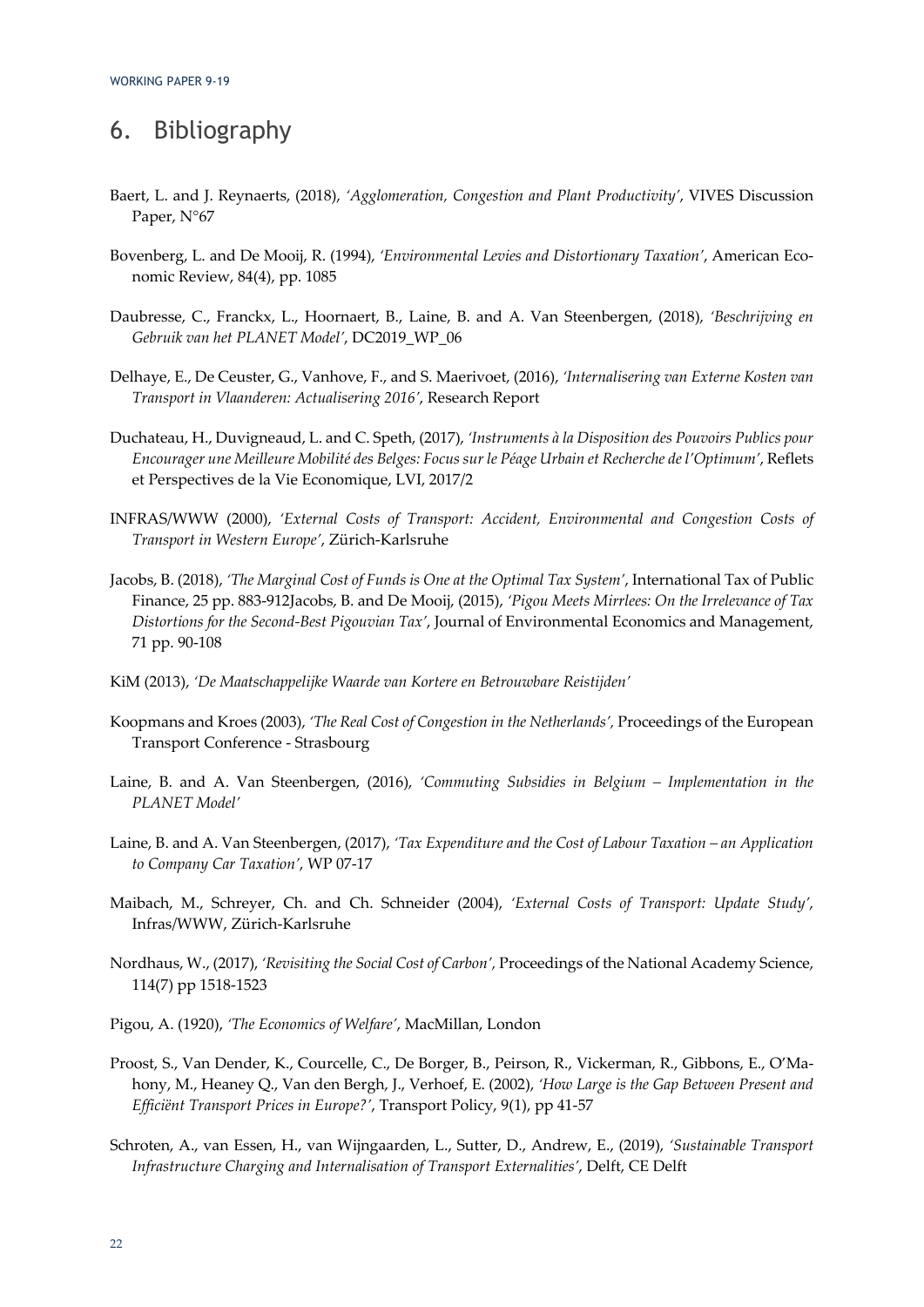# 6. Bibliography

Baert, L. and J. Reynaerts, (2018), *'Agglomeration, Congestion and Plant Productivity'*, VIVES Discussion Paper, N°67

Bovenberg, L. and De Mooij, R. (1994), *'Environmental Levies and Distortionary Taxation'*, American Economic Review, 84(4), pp. 1085

Daubresse, C., Franckx, L., Hoornaert, B., Laine, B. and A. Van Steenbergen, (2018), *'Beschrijving en Gebruik van het PLANET Model'*, DC2019_WP_06

Delhaye, E., De Ceuster, G., Vanhove, F., and S. Maerivoet, (2016), *'Internalisering van Externe Kosten van Transport in Vlaanderen: Actualisering 2016'*, Research Report

Duchateau, H., Duvigneaud, L. and C. Speth, (2017), *'Instruments à la Disposition des Pouvoirs Publics pour Encourager une Meilleure Mobilité des Belges: Focus sur le Péage Urbain et Recherche de l'Optimum'*, Reflets et Perspectives de la Vie Economique, LVI, 2017/2

INFRAS/WWW (2000), *'External Costs of Transport: Accident, Environmental and Congestion Costs of Transport in Western Europe'*, Zürich-Karlsruhe

Jacobs, B. (2018), *'The Marginal Cost of Funds is One at the Optimal Tax System'*, International Tax of Public Finance, 25 pp. 883-912Jacobs, B. and De Mooij, (2015), *'Pigou Meets Mirrlees: On the Irrelevance of Tax Distortions for the Second-Best Pigouvian Tax'*, Journal of Environmental Economics and Management, 71 pp. 90-108

KiM (2013), *'De Maatschappelijke Waarde van Kortere en Betrouwbare Reistijden'*

Koopmans and Kroes (2003), *'The Real Cost of Congestion in the Netherlands',* Proceedings of the European Transport Conference - Strasbourg

Laine, B. and A. Van Steenbergen, (2016), *'Commuting Subsidies in Belgium – Implementation in the PLANET Model'*

Laine, B. and A. Van Steenbergen, (2017), *'Tax Expenditure and the Cost of Labour Taxation – an Application to Company Car Taxation'*, WP 07-17

Maibach, M., Schreyer, Ch. and Ch. Schneider (2004), *'External Costs of Transport: Update Study'*, Infras/WWW, Zürich-Karlsruhe

Nordhaus, W., (2017), *'Revisiting the Social Cost of Carbon',* Proceedings of the National Academy Science, 114(7) pp 1518-1523

Pigou, A. (1920), *'The Economics of Welfare'*, MacMillan, London

Proost, S., Van Dender, K., Courcelle, C., De Borger, B., Peirson, R., Vickerman, R., Gibbons, E., O'Mahony, M., Heaney Q., Van den Bergh, J., Verhoef, E. (2002), *'How Large is the Gap Between Present and Efficiënt Transport Prices in Europe?'*, Transport Policy, 9(1), pp 41-57

Schroten, A., van Essen, H., van Wijngaarden, L., Sutter, D., Andrew, E., (2019), *'Sustainable Transport Infrastructure Charging and Internalisation of Transport Externalities'*, Delft, CE Delft